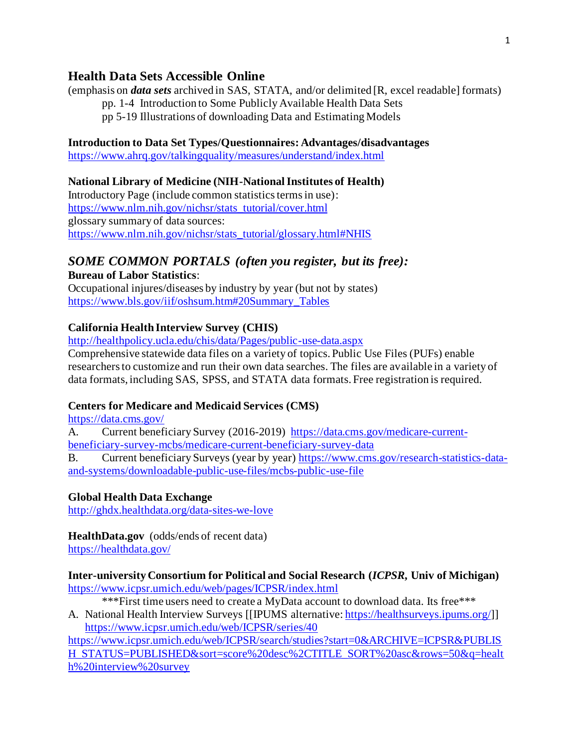# Health Data Sets Accessible Online

(emphasis on ***data sets*** archived in SAS, STATA, and/or delimited [R, excel readable] formats)

pp. 1-4 Introduction to Some Publicly Available Health Data Sets

pp 5-19 Illustrations of downloading Data and Estimating Models

**Introduction to Data Set Types/Questionnaires: Advantages/disadvantages**
https://www.ahrq.gov/talkingquality/measures/understand/index.html

**National Library of Medicine (NIH-National Institutes of Health)**
Introductory Page (include common statistics terms in use):
https://www.nlm.nih.gov/nichsr/stats_tutorial/cover.html
glossary summary of data sources:
https://www.nlm.nih.gov/nichsr/stats_tutorial/glossary.html#NHIS

## *SOME COMMON PORTALS (often you register, but its free):*

**Bureau of Labor Statistics**:
Occupational injures/diseases by industry by year (but not by states)
https://www.bls.gov/iif/oshsum.htm#20Summary_Tables

**California Health Interview Survey (CHIS)**
http://healthpolicy.ucla.edu/chis/data/Pages/public-use-data.aspx
Comprehensive statewide data files on a variety of topics. Public Use Files (PUFs) enable researchers to customize and run their own data searches. The files are available in a variety of data formats, including SAS, SPSS, and STATA data formats. Free registration is required.

**Centers for Medicare and Medicaid Services (CMS)**
https://data.cms.gov/
A. Current beneficiary Survey (2016-2019) https://data.cms.gov/medicare-current-beneficiary-survey-mcbs/medicare-current-beneficiary-survey-data
B. Current beneficiary Surveys (year by year) https://www.cms.gov/research-statistics-data-and-systems/downloadable-public-use-files/mcbs-public-use-file

**Global Health Data Exchange**
http://ghdx.healthdata.org/data-sites-we-love

**HealthData.gov** (odds/ends of recent data)
https://healthdata.gov/

**Inter-university Consortium for Political and Social Research (*ICPSR*, Univ of Michigan)**
https://www.icpsr.umich.edu/web/pages/ICPSR/index.html

***First time users need to create a MyData account to download data. Its free***

A. National Health Interview Surveys [[IPUMS alternative: https://healthsurveys.ipums.org/]]
https://www.icpsr.umich.edu/web/ICPSR/series/40
https://www.icpsr.umich.edu/web/ICPSR/search/studies?start=0&ARCHIVE=ICPSR&PUBLISH_STATUS=PUBLISHED&sort=score%20desc%2CTITLE_SORT%20asc&rows=50&q=health%20interview%20survey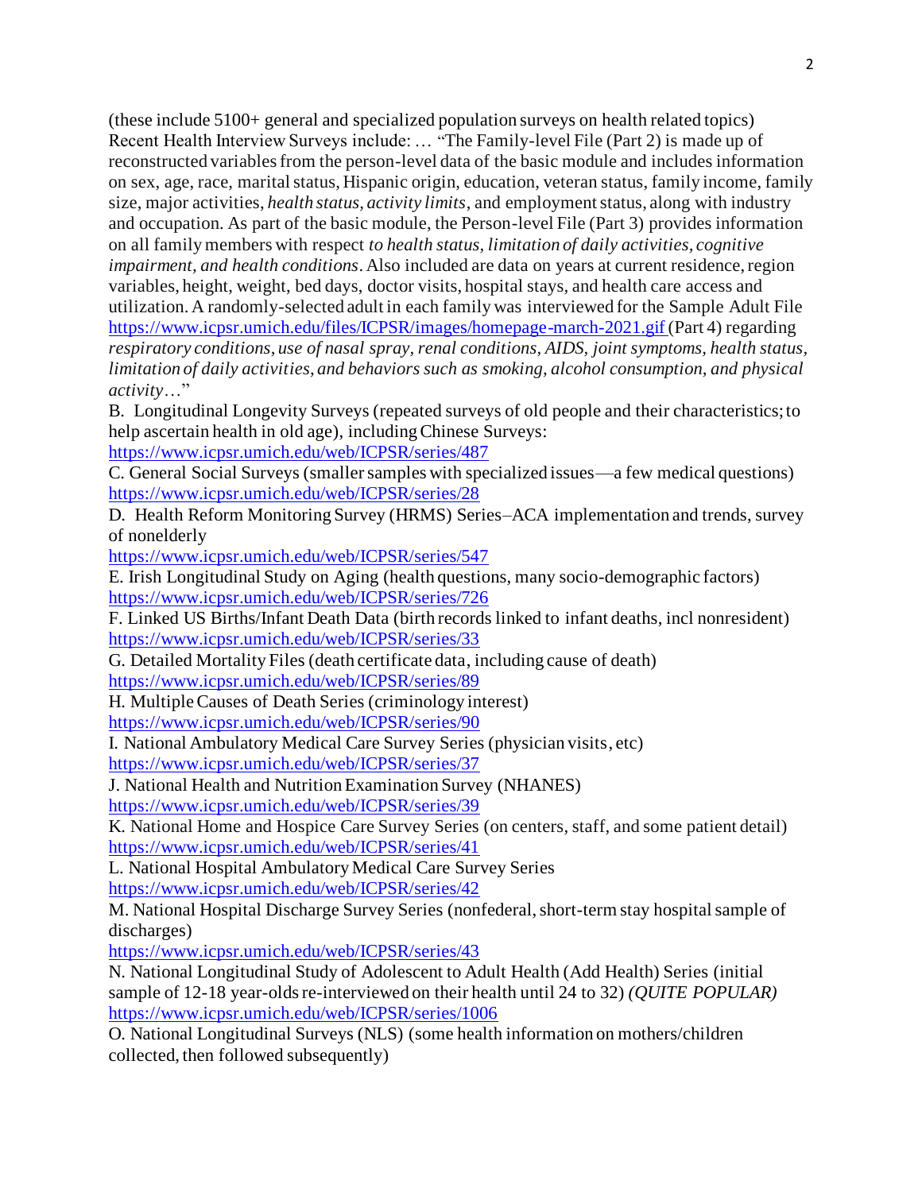(these include 5100+ general and specialized population surveys on health related topics) Recent Health Interview Surveys include: … "The Family-level File (Part 2) is made up of reconstructed variables from the person-level data of the basic module and includes information on sex, age, race, marital status, Hispanic origin, education, veteran status, family income, family size, major activities, *health status, activity limits*, and employment status, along with industry and occupation. As part of the basic module, the Person-level File (Part 3) provides information on all family members with respect *to health status, limitation of daily activities, cognitive impairment, and health conditions*. Also included are data on years at current residence, region variables, height, weight, bed days, doctor visits, hospital stays, and health care access and utilization. A randomly-selected adult in each family was interviewed for the Sample Adult File https://www.icpsr.umich.edu/files/ICPSR/images/homepage-march-2021.gif (Part 4) regarding *respiratory conditions, use of nasal spray, renal conditions, AIDS, joint symptoms, health status, limitation of daily activities, and behaviors such as smoking, alcohol consumption, and physical activity*…"

B. Longitudinal Longevity Surveys (repeated surveys of old people and their characteristics; to help ascertain health in old age), including Chinese Surveys:
https://www.icpsr.umich.edu/web/ICPSR/series/487

C. General Social Surveys (smaller samples with specialized issues—a few medical questions)
https://www.icpsr.umich.edu/web/ICPSR/series/28

D. Health Reform Monitoring Survey (HRMS) Series–ACA implementation and trends, survey of nonelderly
https://www.icpsr.umich.edu/web/ICPSR/series/547

E. Irish Longitudinal Study on Aging (health questions, many socio-demographic factors)
https://www.icpsr.umich.edu/web/ICPSR/series/726

F. Linked US Births/Infant Death Data (birth records linked to infant deaths, incl nonresident)
https://www.icpsr.umich.edu/web/ICPSR/series/33

G. Detailed Mortality Files (death certificate data, including cause of death)
https://www.icpsr.umich.edu/web/ICPSR/series/89

H. Multiple Causes of Death Series (criminology interest)
https://www.icpsr.umich.edu/web/ICPSR/series/90

I. National Ambulatory Medical Care Survey Series (physician visits, etc)
https://www.icpsr.umich.edu/web/ICPSR/series/37

J. National Health and Nutrition Examination Survey (NHANES)
https://www.icpsr.umich.edu/web/ICPSR/series/39

K. National Home and Hospice Care Survey Series (on centers, staff, and some patient detail)
https://www.icpsr.umich.edu/web/ICPSR/series/41

L. National Hospital Ambulatory Medical Care Survey Series
https://www.icpsr.umich.edu/web/ICPSR/series/42

M. National Hospital Discharge Survey Series (nonfederal, short-term stay hospital sample of discharges)
https://www.icpsr.umich.edu/web/ICPSR/series/43

N. National Longitudinal Study of Adolescent to Adult Health (Add Health) Series (initial sample of 12-18 year-olds re-interviewed on their health until 24 to 32) *(QUITE POPULAR)*
https://www.icpsr.umich.edu/web/ICPSR/series/1006

O. National Longitudinal Surveys (NLS) (some health information on mothers/children collected, then followed subsequently)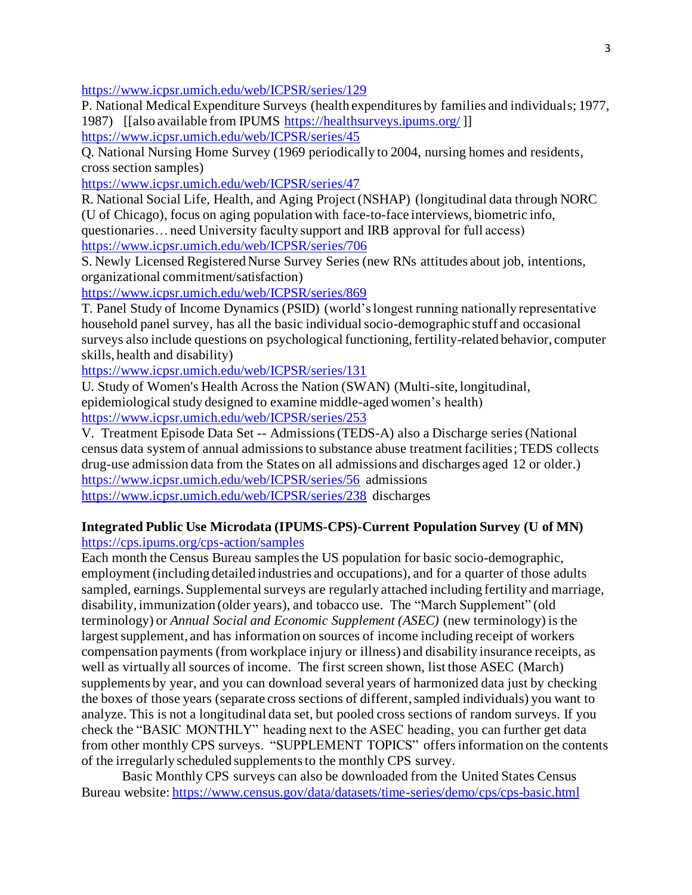https://www.icpsr.umich.edu/web/ICPSR/series/129

P. National Medical Expenditure Surveys (health expenditures by families and individuals; 1977, 1987) [[also available from IPUMS https://healthsurveys.ipums.org/ ]]
https://www.icpsr.umich.edu/web/ICPSR/series/45

Q. National Nursing Home Survey (1969 periodically to 2004, nursing homes and residents, cross section samples)
https://www.icpsr.umich.edu/web/ICPSR/series/47

R. National Social Life, Health, and Aging Project (NSHAP) (longitudinal data through NORC (U of Chicago), focus on aging population with face-to-face interviews, biometric info, questionaries… need University faculty support and IRB approval for full access)
https://www.icpsr.umich.edu/web/ICPSR/series/706

S. Newly Licensed Registered Nurse Survey Series (new RNs attitudes about job, intentions, organizational commitment/satisfaction)
https://www.icpsr.umich.edu/web/ICPSR/series/869

T. Panel Study of Income Dynamics (PSID) (world's longest running nationally representative household panel survey, has all the basic individual socio-demographic stuff and occasional surveys also include questions on psychological functioning, fertility-related behavior, computer skills, health and disability)
https://www.icpsr.umich.edu/web/ICPSR/series/131

U. Study of Women's Health Across the Nation (SWAN) (Multi-site, longitudinal, epidemiological study designed to examine middle-aged women's health)
https://www.icpsr.umich.edu/web/ICPSR/series/253

V. Treatment Episode Data Set -- Admissions (TEDS-A) also a Discharge series (National census data system of annual admissions to substance abuse treatment facilities; TEDS collects drug-use admission data from the States on all admissions and discharges aged 12 or older.)
https://www.icpsr.umich.edu/web/ICPSR/series/56 admissions
https://www.icpsr.umich.edu/web/ICPSR/series/238 discharges

**Integrated Public Use Microdata (IPUMS-CPS)-Current Population Survey (U of MN)**
https://cps.ipums.org/cps-action/samples

Each month the Census Bureau samples the US population for basic socio-demographic, employment (including detailed industries and occupations), and for a quarter of those adults sampled, earnings. Supplemental surveys are regularly attached including fertility and marriage, disability, immunization (older years), and tobacco use. The "March Supplement" (old terminology) or *Annual Social and Economic Supplement (ASEC)* (new terminology) is the largest supplement, and has information on sources of income including receipt of workers compensation payments (from workplace injury or illness) and disability insurance receipts, as well as virtually all sources of income. The first screen shown, list those ASEC (March) supplements by year, and you can download several years of harmonized data just by checking the boxes of those years (separate cross sections of different, sampled individuals) you want to analyze. This is not a longitudinal data set, but pooled cross sections of random surveys. If you check the "BASIC MONTHLY" heading next to the ASEC heading, you can further get data from other monthly CPS surveys. "SUPPLEMENT TOPICS" offers information on the contents of the irregularly scheduled supplements to the monthly CPS survey.

Basic Monthly CPS surveys can also be downloaded from the United States Census Bureau website: https://www.census.gov/data/datasets/time-series/demo/cps/cps-basic.html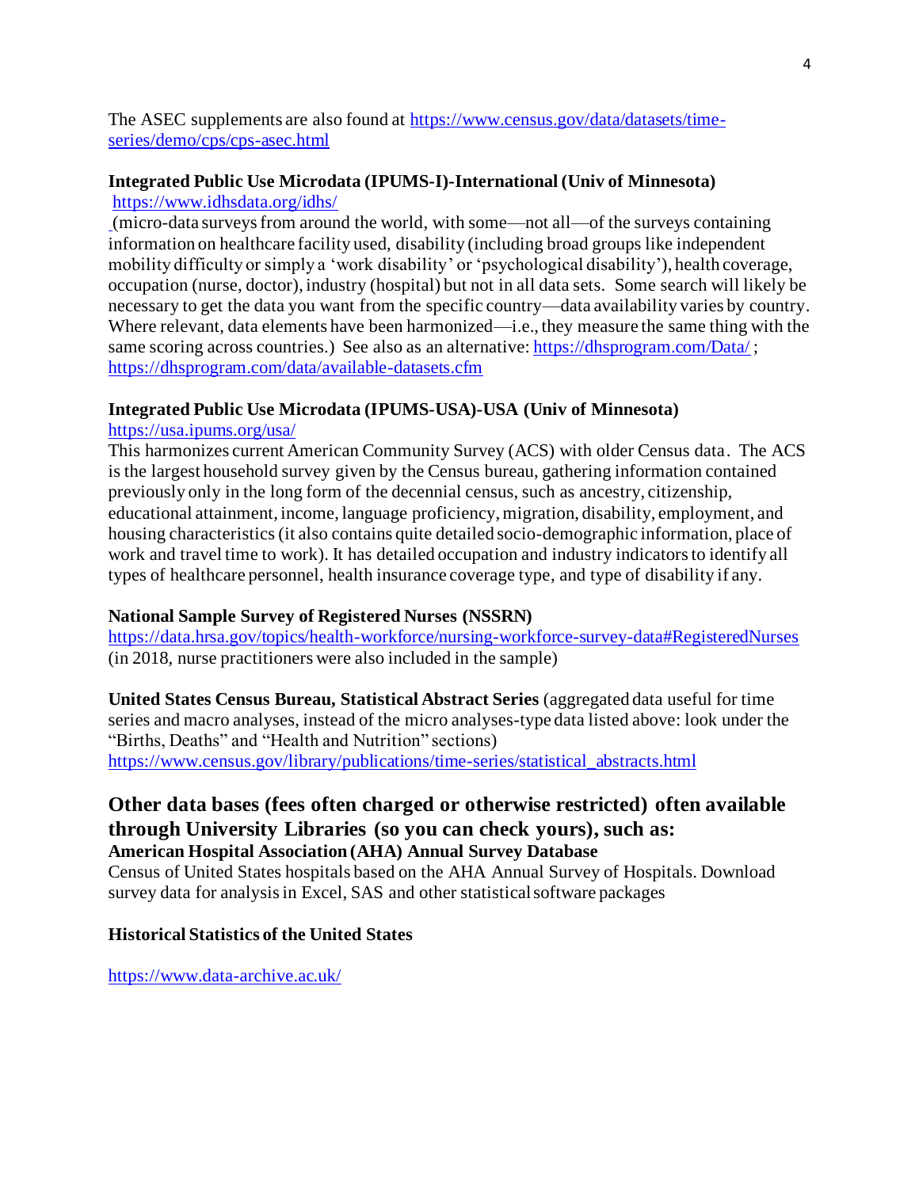The ASEC supplements are also found at [https://www.census.gov/data/datasets/time-series/demo/cps/cps-asec.html](https://www.census.gov/data/datasets/time-series/demo/cps/cps-asec.html)

**Integrated Public Use Microdata (IPUMS-I)-International (Univ of Minnesota)**
[https://www.idhsdata.org/idhs/](https://www.idhsdata.org/idhs/)
(micro-data surveys from around the world, with some—not all—of the surveys containing information on healthcare facility used, disability (including broad groups like independent mobility difficulty or simply a 'work disability' or 'psychological disability'), health coverage, occupation (nurse, doctor), industry (hospital) but not in all data sets. Some search will likely be necessary to get the data you want from the specific country—data availability varies by country. Where relevant, data elements have been harmonized—i.e., they measure the same thing with the same scoring across countries.) See also as an alternative: [https://dhsprogram.com/Data/](https://dhsprogram.com/Data/) ; [https://dhsprogram.com/data/available-datasets.cfm](https://dhsprogram.com/data/available-datasets.cfm)

**Integrated Public Use Microdata (IPUMS-USA)-USA (Univ of Minnesota)**
[https://usa.ipums.org/usa/](https://usa.ipums.org/usa/)
This harmonizes current American Community Survey (ACS) with older Census data. The ACS is the largest household survey given by the Census bureau, gathering information contained previously only in the long form of the decennial census, such as ancestry, citizenship, educational attainment, income, language proficiency, migration, disability, employment, and housing characteristics (it also contains quite detailed socio-demographic information, place of work and travel time to work). It has detailed occupation and industry indicators to identify all types of healthcare personnel, health insurance coverage type, and type of disability if any.

**National Sample Survey of Registered Nurses (NSSRN)**
[https://data.hrsa.gov/topics/health-workforce/nursing-workforce-survey-data#RegisteredNurses](https://data.hrsa.gov/topics/health-workforce/nursing-workforce-survey-data#RegisteredNurses)
(in 2018, nurse practitioners were also included in the sample)

**United States Census Bureau, Statistical Abstract Series** (aggregated data useful for time series and macro analyses, instead of the micro analyses-type data listed above: look under the "Births, Deaths" and "Health and Nutrition" sections)
[https://www.census.gov/library/publications/time-series/statistical_abstracts.html](https://www.census.gov/library/publications/time-series/statistical_abstracts.html)

## Other data bases (fees often charged or otherwise restricted) often available through University Libraries (so you can check yours), such as:

**American Hospital Association (AHA) Annual Survey Database**
Census of United States hospitals based on the AHA Annual Survey of Hospitals. Download survey data for analysis in Excel, SAS and other statistical software packages

**Historical Statistics of the United States**

[https://www.data-archive.ac.uk/](https://www.data-archive.ac.uk/)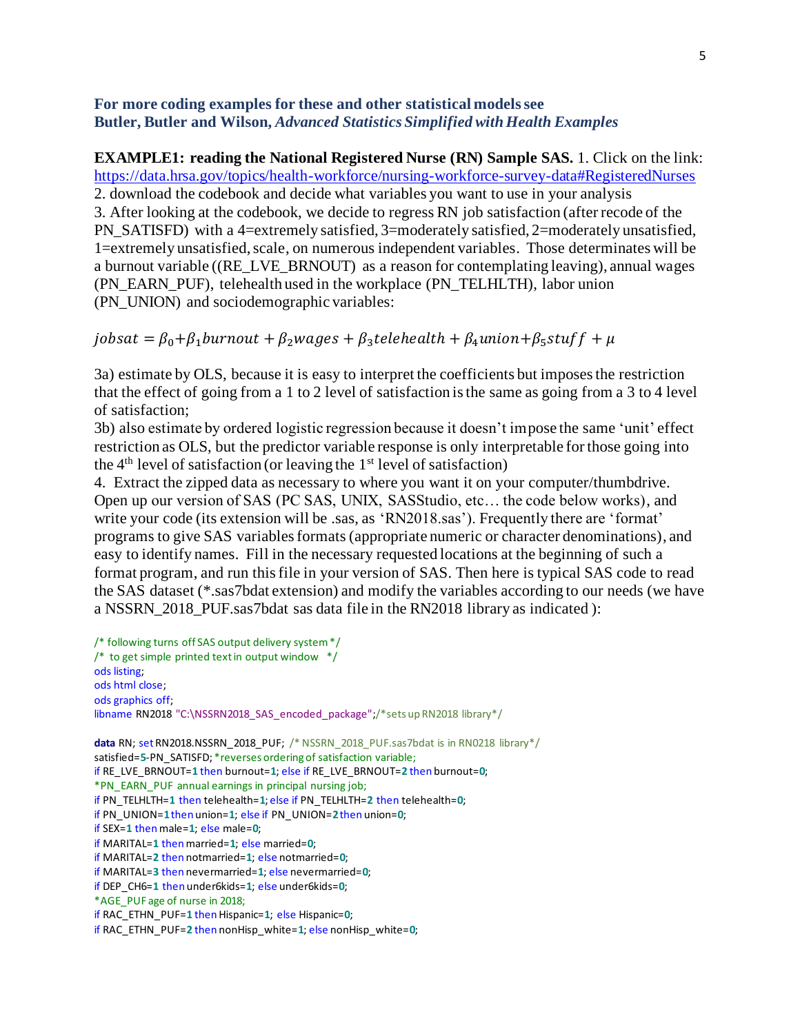**For more coding examples for these and other statistical models see Butler, Butler and Wilson, *Advanced Statistics Simplified with Health Examples***

**EXAMPLE1: reading the National Registered Nurse (RN) Sample SAS.** 1. Click on the link: https://data.hrsa.gov/topics/health-workforce/nursing-workforce-survey-data#RegisteredNurses
2. download the codebook and decide what variables you want to use in your analysis
3. After looking at the codebook, we decide to regress RN job satisfaction (after recode of the PN_SATISFD) with a 4=extremely satisfied, 3=moderately satisfied, 2=moderately unsatisfied, 1=extremely unsatisfied, scale, on numerous independent variables. Those determinates will be a burnout variable ((RE_LVE_BRNOUT) as a reason for contemplating leaving), annual wages (PN_EARN_PUF), telehealth used in the workplace (PN_TELHLTH), labor union (PN_UNION) and sociodemographic variables:

$$jobsat = \beta_0 + \beta_1 burnout + \beta_2 wages + \beta_3 telehealth + \beta_4 union + \beta_5 stuff + \mu$$

3a) estimate by OLS, because it is easy to interpret the coefficients but imposes the restriction that the effect of going from a 1 to 2 level of satisfaction is the same as going from a 3 to 4 level of satisfaction;
3b) also estimate by ordered logistic regression because it doesn't impose the same 'unit' effect restriction as OLS, but the predictor variable response is only interpretable for those going into the 4th level of satisfaction (or leaving the 1st level of satisfaction)
4. Extract the zipped data as necessary to where you want it on your computer/thumbdrive. Open up our version of SAS (PC SAS, UNIX, SASStudio, etc… the code below works), and write your code (its extension will be .sas, as 'RN2018.sas'). Frequently there are 'format' programs to give SAS variables formats (appropriate numeric or character denominations), and easy to identify names. Fill in the necessary requested locations at the beginning of such a format program, and run this file in your version of SAS. Then here is typical SAS code to read the SAS dataset (*.sas7bdat extension) and modify the variables according to our needs (we have a NSSRN_2018_PUF.sas7bdat sas data file in the RN2018 library as indicated ):

```
/* following turns off SAS output delivery system */
/* to get simple printed text in output window */
ods listing;
ods html close;
ods graphics off;
libname RN2018 "C:\NSSRN2018_SAS_encoded_package";/*sets up RN2018 library*/

data RN; set RN2018.NSSRN_2018_PUF; /* NSSRN_2018_PUF.sas7bdat is in RN0218 library*/
satisfied=5-PN_SATISFD; *reverses ordering of satisfaction variable;
if RE_LVE_BRNOUT=1 then burnout=1; else if RE_LVE_BRNOUT=2 then burnout=0;
*PN_EARN_PUF annual earnings in principal nursing job;
if PN_TELHLTH=1 then telehealth=1; else if PN_TELHLTH=2 then telehealth=0;
if PN_UNION=1 then union=1; else if PN_UNION=2 then union=0;
if SEX=1 then male=1; else male=0;
if MARITAL=1 then married=1; else married=0;
if MARITAL=2 then notmarried=1; else notmarried=0;
if MARITAL=3 then nevermarried=1; else nevermarried=0;
if DEP_CH6=1 then under6kids=1; else under6kids=0;
*AGE_PUF age of nurse in 2018;
if RAC_ETHN_PUF=1 then Hispanic=1; else Hispanic=0;
if RAC_ETHN_PUF=2 then nonHisp_white=1; else nonHisp_white=0;
```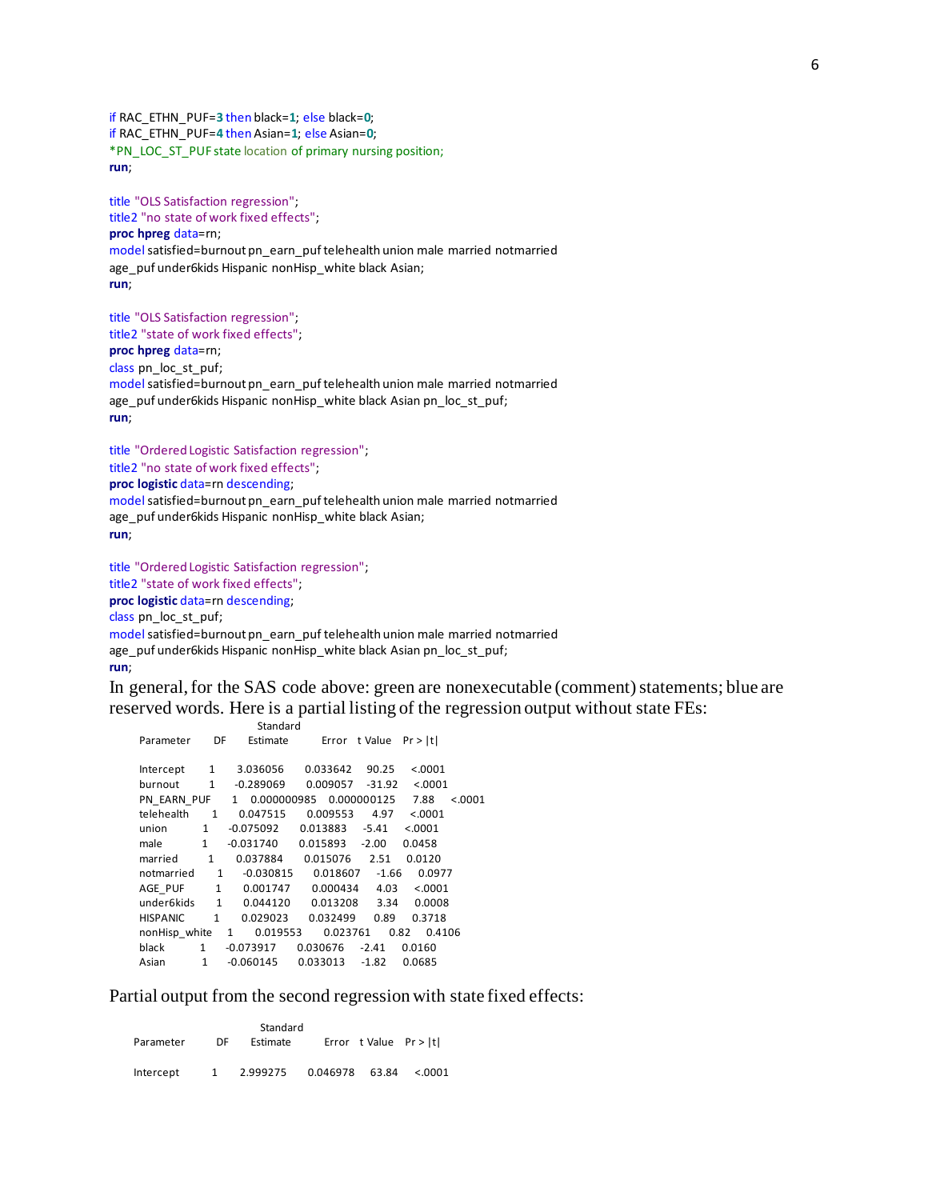```
if RAC_ETHN_PUF=3 then black=1; else black=0;
if RAC_ETHN_PUF=4 then Asian=1; else Asian=0;
*PN_LOC_ST_PUF state location of primary nursing position;
run;

title "OLS Satisfaction regression";
title2 "no state of work fixed effects";
proc hpreg data=rn;
model satisfied=burnout pn_earn_puf telehealth union male married notmarried
age_puf under6kids Hispanic nonHisp_white black Asian;
run;

title "OLS Satisfaction regression";
title2 "state of work fixed effects";
proc hpreg data=rn;
class pn_loc_st_puf;
model satisfied=burnout pn_earn_puf telehealth union male married notmarried
age_puf under6kids Hispanic nonHisp_white black Asian pn_loc_st_puf;
run;

title "Ordered Logistic Satisfaction regression";
title2 "no state of work fixed effects";
proc logistic data=rn descending;
model satisfied=burnout pn_earn_puf telehealth union male married notmarried
age_puf under6kids Hispanic nonHisp_white black Asian;
run;

title "Ordered Logistic Satisfaction regression";
title2 "state of work fixed effects";
proc logistic data=rn descending;
class pn_loc_st_puf;
model satisfied=burnout pn_earn_puf telehealth union male married notmarried
age_puf under6kids Hispanic nonHisp_white black Asian pn_loc_st_puf;
run;
```

In general, for the SAS code above: green are nonexecutable (comment) statements; blue are reserved words. Here is a partial listing of the regression output without state FEs:

| Parameter | DF | Estimate | Standard Error | t Value | Pr > \|t\| |
|---|---|---|---|---|---|
| Intercept | 1 | 3.036056 | 0.033642 | 90.25 | <.0001 |
| burnout | 1 | -0.289069 | 0.009057 | -31.92 | <.0001 |
| PN_EARN_PUF | 1 | 0.000000985 | 0.000000125 | 7.88 | <.0001 |
| telehealth | 1 | 0.047515 | 0.009553 | 4.97 | <.0001 |
| union | 1 | -0.075092 | 0.013883 | -5.41 | <.0001 |
| male | 1 | -0.031740 | 0.015893 | -2.00 | 0.0458 |
| married | 1 | 0.037884 | 0.015076 | 2.51 | 0.0120 |
| notmarried | 1 | -0.030815 | 0.018607 | -1.66 | 0.0977 |
| AGE_PUF | 1 | 0.001747 | 0.000434 | 4.03 | <.0001 |
| under6kids | 1 | 0.044120 | 0.013208 | 3.34 | 0.0008 |
| HISPANIC | 1 | 0.029023 | 0.032499 | 0.89 | 0.3718 |
| nonHisp_white | 1 | 0.019553 | 0.023761 | 0.82 | 0.4106 |
| black | 1 | -0.073917 | 0.030676 | -2.41 | 0.0160 |
| Asian | 1 | -0.060145 | 0.033013 | -1.82 | 0.0685 |

Partial output from the second regression with state fixed effects:

| Parameter | DF | Estimate | Standard Error | t Value | Pr > \|t\| |
|---|---|---|---|---|---|
| Intercept | 1 | 2.999275 | 0.046978 | 63.84 | <.0001 |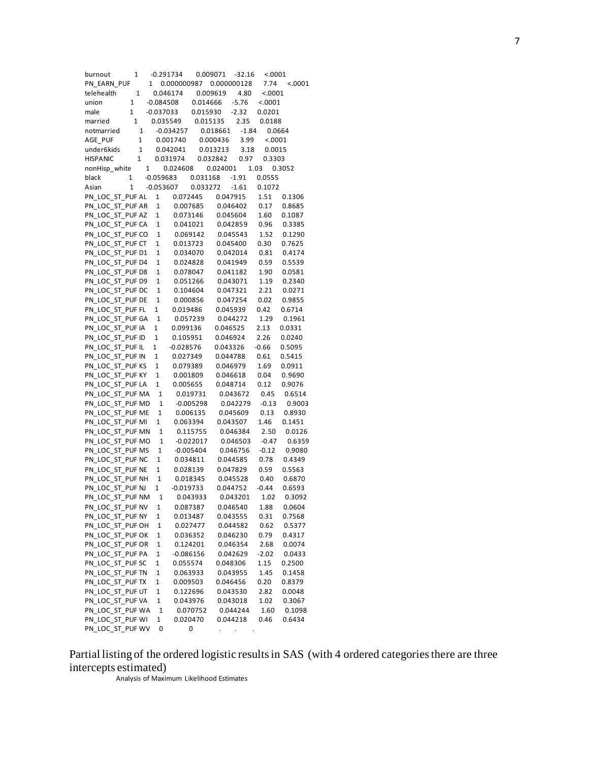```
burnout          1     -0.291734      0.009071    -32.16    <.0001
PN_EARN_PUF        1   0.000000987   0.000000128    7.74    <.0001
telehealth         1      0.046174      0.009619      4.80    <.0001
union              1     -0.084508      0.014666     -5.76    <.0001
male               1     -0.037033      0.015930     -2.32    0.0201
married            1      0.035549      0.015135      2.35    0.0188
notmarried         1     -0.034257      0.018661     -1.84    0.0664
AGE_PUF            1      0.001740      0.000436      3.99    <.0001
under6kids         1      0.042041      0.013213      3.18    0.0015
HISPANIC           1      0.031974      0.032842      0.97    0.3303
nonHisp_white      1      0.024608      0.024001      1.03    0.3052
black              1     -0.059683      0.031168     -1.91    0.0555
Asian              1     -0.053607      0.033272     -1.61    0.1072
PN_LOC_ST_PUF AL   1      0.072445      0.047915      1.51    0.1306
PN_LOC_ST_PUF AR   1      0.007685      0.046402      0.17    0.8685
PN_LOC_ST_PUF AZ   1      0.073146      0.045604      1.60    0.1087
PN_LOC_ST_PUF CA   1      0.041021      0.042859      0.96    0.3385
PN_LOC_ST_PUF CO   1      0.069142      0.045543      1.52    0.1290
PN_LOC_ST_PUF CT   1      0.013723      0.045400      0.30    0.7625
PN_LOC_ST_PUF D1   1      0.034070      0.042014      0.81    0.4174
PN_LOC_ST_PUF D4   1      0.024828      0.041949      0.59    0.5539
PN_LOC_ST_PUF D8   1      0.078047      0.041182      1.90    0.0581
PN_LOC_ST_PUF D9   1      0.051266      0.043071      1.19    0.2340
PN_LOC_ST_PUF DC   1      0.104604      0.047321      2.21    0.0271
PN_LOC_ST_PUF DE   1      0.000856      0.047254      0.02    0.9855
PN_LOC_ST_PUF FL   1      0.019486      0.045939      0.42    0.6714
PN_LOC_ST_PUF GA   1      0.057239      0.044272      1.29    0.1961
PN_LOC_ST_PUF IA   1      0.099136      0.046525      2.13    0.0331
PN_LOC_ST_PUF ID   1      0.105951      0.046924      2.26    0.0240
PN_LOC_ST_PUF IL   1     -0.028576      0.043326     -0.66    0.5095
PN_LOC_ST_PUF IN   1      0.027349      0.044788      0.61    0.5415
PN_LOC_ST_PUF KS   1      0.079389      0.046979      1.69    0.0911
PN_LOC_ST_PUF KY   1      0.001809      0.046618      0.04    0.9690
PN_LOC_ST_PUF LA   1      0.005655      0.048714      0.12    0.9076
PN_LOC_ST_PUF MA   1      0.019731      0.043672      0.45    0.6514
PN_LOC_ST_PUF MD   1     -0.005298      0.042279     -0.13    0.9003
PN_LOC_ST_PUF ME   1      0.006135      0.045609      0.13    0.8930
PN_LOC_ST_PUF MI   1      0.063394      0.043507      1.46    0.1451
PN_LOC_ST_PUF MN   1      0.115755      0.046384      2.50    0.0126
PN_LOC_ST_PUF MO   1     -0.022017      0.046503     -0.47    0.6359
PN_LOC_ST_PUF MS   1     -0.005404      0.046756     -0.12    0.9080
PN_LOC_ST_PUF NC   1      0.034811      0.044585      0.78    0.4349
PN_LOC_ST_PUF NE   1      0.028139      0.047829      0.59    0.5563
PN_LOC_ST_PUF NH   1      0.018345      0.045528      0.40    0.6870
PN_LOC_ST_PUF NJ   1     -0.019733      0.044752     -0.44    0.6593
PN_LOC_ST_PUF NM   1      0.043933      0.043201      1.02    0.3092
PN_LOC_ST_PUF NV   1      0.087387      0.046540      1.88    0.0604
PN_LOC_ST_PUF NY   1      0.013487      0.043555      0.31    0.7568
PN_LOC_ST_PUF OH   1      0.027477      0.044582      0.62    0.5377
PN_LOC_ST_PUF OK   1      0.036352      0.046230      0.79    0.4317
PN_LOC_ST_PUF OR   1      0.124201      0.046354      2.68    0.0074
PN_LOC_ST_PUF PA   1     -0.086156      0.042629     -2.02    0.0433
PN_LOC_ST_PUF SC   1      0.055574      0.048306      1.15    0.2500
PN_LOC_ST_PUF TN   1      0.063933      0.043955      1.45    0.1458
PN_LOC_ST_PUF TX   1      0.009503      0.046456      0.20    0.8379
PN_LOC_ST_PUF UT   1      0.122696      0.043530      2.82    0.0048
PN_LOC_ST_PUF VA   1      0.043976      0.043018      1.02    0.3067
PN_LOC_ST_PUF WA   1      0.070752      0.044244      1.60    0.1098
PN_LOC_ST_PUF WI   1      0.020470      0.044218      0.46    0.6434
PN_LOC_ST_PUF WV   0             0             .         .         .
```

Partial listing of the ordered logistic results in SAS (with 4 ordered categories there are three intercepts estimated)

Analysis of Maximum Likelihood Estimates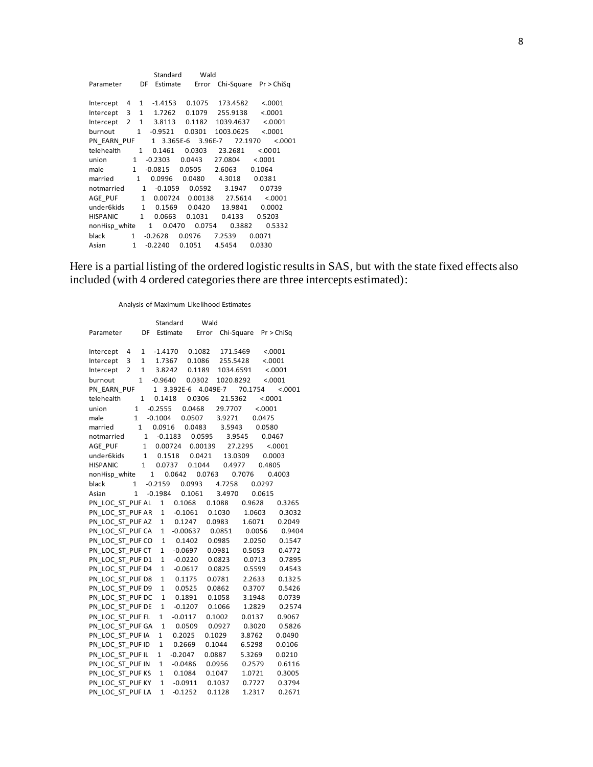| Parameter | | DF | Estimate | Standard Error | Wald Chi-Square | Pr > ChiSq |
|---|---|---|---|---|---|---|
| Intercept | 4 | 1 | -1.4153 | 0.1075 | 173.4582 | <.0001 |
| Intercept | 3 | 1 | 1.7262 | 0.1079 | 255.9138 | <.0001 |
| Intercept | 2 | 1 | 3.8113 | 0.1182 | 1039.4637 | <.0001 |
| burnout | | 1 | -0.9521 | 0.0301 | 1003.0625 | <.0001 |
| PN_EARN_PUF | | 1 | 3.365E-6 | 3.96E-7 | 72.1970 | <.0001 |
| telehealth | | 1 | 0.1461 | 0.0303 | 23.2681 | <.0001 |
| union | | 1 | -0.2303 | 0.0443 | 27.0804 | <.0001 |
| male | | 1 | -0.0815 | 0.0505 | 2.6063 | 0.1064 |
| married | | 1 | 0.0996 | 0.0480 | 4.3018 | 0.0381 |
| notmarried | | 1 | -0.1059 | 0.0592 | 3.1947 | 0.0739 |
| AGE_PUF | | 1 | 0.00724 | 0.00138 | 27.5614 | <.0001 |
| under6kids | | 1 | 0.1569 | 0.0420 | 13.9841 | 0.0002 |
| HISPANIC | | 1 | 0.0663 | 0.1031 | 0.4133 | 0.5203 |
| nonHisp_white | | 1 | 0.0470 | 0.0754 | 0.3882 | 0.5332 |
| black | | 1 | -0.2628 | 0.0976 | 7.2539 | 0.0071 |
| Asian | | 1 | -0.2240 | 0.1051 | 4.5454 | 0.0330 |

Here is a partial listing of the ordered logistic results in SAS, but with the state fixed effects also included (with 4 ordered categories there are three intercepts estimated):

Analysis of Maximum Likelihood Estimates

| Parameter | | DF | Estimate | Standard Error | Wald Chi-Square | Pr > ChiSq |
|---|---|---|---|---|---|---|
| Intercept | 4 | 1 | -1.4170 | 0.1082 | 171.5469 | <.0001 |
| Intercept | 3 | 1 | 1.7367 | 0.1086 | 255.5428 | <.0001 |
| Intercept | 2 | 1 | 3.8242 | 0.1189 | 1034.6591 | <.0001 |
| burnout | | 1 | -0.9640 | 0.0302 | 1020.8292 | <.0001 |
| PN_EARN_PUF | | 1 | 3.392E-6 | 4.049E-7 | 70.1754 | <.0001 |
| telehealth | | 1 | 0.1418 | 0.0306 | 21.5362 | <.0001 |
| union | | 1 | -0.2555 | 0.0468 | 29.7707 | <.0001 |
| male | | 1 | -0.1004 | 0.0507 | 3.9271 | 0.0475 |
| married | | 1 | 0.0916 | 0.0483 | 3.5943 | 0.0580 |
| notmarried | | 1 | -0.1183 | 0.0595 | 3.9545 | 0.0467 |
| AGE_PUF | | 1 | 0.00724 | 0.00139 | 27.2295 | <.0001 |
| under6kids | | 1 | 0.1518 | 0.0421 | 13.0309 | 0.0003 |
| HISPANIC | | 1 | 0.0737 | 0.1044 | 0.4977 | 0.4805 |
| nonHisp_white | | 1 | 0.0642 | 0.0763 | 0.7076 | 0.4003 |
| black | | 1 | -0.2159 | 0.0993 | 4.7258 | 0.0297 |
| Asian | | 1 | -0.1984 | 0.1061 | 3.4970 | 0.0615 |
| PN_LOC_ST_PUF | AL | 1 | 0.1068 | 0.1088 | 0.9628 | 0.3265 |
| PN_LOC_ST_PUF | AR | 1 | -0.1061 | 0.1030 | 1.0603 | 0.3032 |
| PN_LOC_ST_PUF | AZ | 1 | 0.1247 | 0.0983 | 1.6071 | 0.2049 |
| PN_LOC_ST_PUF | CA | 1 | -0.00637 | 0.0851 | 0.0056 | 0.9404 |
| PN_LOC_ST_PUF | CO | 1 | 0.1402 | 0.0985 | 2.0250 | 0.1547 |
| PN_LOC_ST_PUF | CT | 1 | -0.0697 | 0.0981 | 0.5053 | 0.4772 |
| PN_LOC_ST_PUF | D1 | 1 | -0.0220 | 0.0823 | 0.0713 | 0.7895 |
| PN_LOC_ST_PUF | D4 | 1 | -0.0617 | 0.0825 | 0.5599 | 0.4543 |
| PN_LOC_ST_PUF | D8 | 1 | 0.1175 | 0.0781 | 2.2633 | 0.1325 |
| PN_LOC_ST_PUF | D9 | 1 | 0.0525 | 0.0862 | 0.3707 | 0.5426 |
| PN_LOC_ST_PUF | DC | 1 | 0.1891 | 0.1058 | 3.1948 | 0.0739 |
| PN_LOC_ST_PUF | DE | 1 | -0.1207 | 0.1066 | 1.2829 | 0.2574 |
| PN_LOC_ST_PUF | FL | 1 | -0.0117 | 0.1002 | 0.0137 | 0.9067 |
| PN_LOC_ST_PUF | GA | 1 | 0.0509 | 0.0927 | 0.3020 | 0.5826 |
| PN_LOC_ST_PUF | IA | 1 | 0.2025 | 0.1029 | 3.8762 | 0.0490 |
| PN_LOC_ST_PUF | ID | 1 | 0.2669 | 0.1044 | 6.5298 | 0.0106 |
| PN_LOC_ST_PUF | IL | 1 | -0.2047 | 0.0887 | 5.3269 | 0.0210 |
| PN_LOC_ST_PUF | IN | 1 | -0.0486 | 0.0956 | 0.2579 | 0.6116 |
| PN_LOC_ST_PUF | KS | 1 | 0.1084 | 0.1047 | 1.0721 | 0.3005 |
| PN_LOC_ST_PUF | KY | 1 | -0.0911 | 0.1037 | 0.7727 | 0.3794 |
| PN_LOC_ST_PUF | LA | 1 | -0.1252 | 0.1128 | 1.2317 | 0.2671 |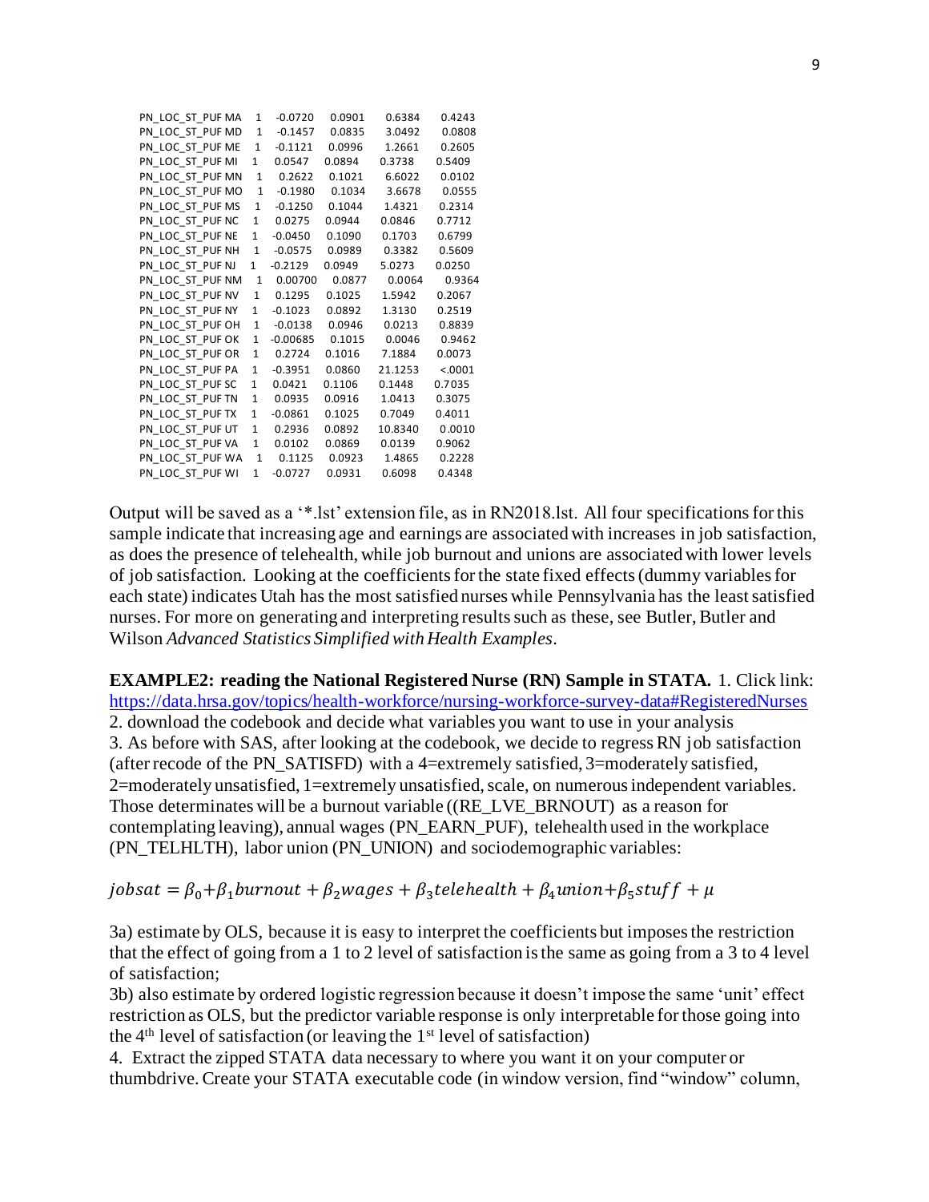| | | | | | |
|---|---|---|---|---|---|
| PN_LOC_ST_PUF MA | 1 | -0.0720 | 0.0901 | 0.6384 | 0.4243 |
| PN_LOC_ST_PUF MD | 1 | -0.1457 | 0.0835 | 3.0492 | 0.0808 |
| PN_LOC_ST_PUF ME | 1 | -0.1121 | 0.0996 | 1.2661 | 0.2605 |
| PN_LOC_ST_PUF MI | 1 | 0.0547 | 0.0894 | 0.3738 | 0.5409 |
| PN_LOC_ST_PUF MN | 1 | 0.2622 | 0.1021 | 6.6022 | 0.0102 |
| PN_LOC_ST_PUF MO | 1 | -0.1980 | 0.1034 | 3.6678 | 0.0555 |
| PN_LOC_ST_PUF MS | 1 | -0.1250 | 0.1044 | 1.4321 | 0.2314 |
| PN_LOC_ST_PUF NC | 1 | 0.0275 | 0.0944 | 0.0846 | 0.7712 |
| PN_LOC_ST_PUF NE | 1 | -0.0450 | 0.1090 | 0.1703 | 0.6799 |
| PN_LOC_ST_PUF NH | 1 | -0.0575 | 0.0989 | 0.3382 | 0.5609 |
| PN_LOC_ST_PUF NJ | 1 | -0.2129 | 0.0949 | 5.0273 | 0.0250 |
| PN_LOC_ST_PUF NM | 1 | 0.00700 | 0.0877 | 0.0064 | 0.9364 |
| PN_LOC_ST_PUF NV | 1 | 0.1295 | 0.1025 | 1.5942 | 0.2067 |
| PN_LOC_ST_PUF NY | 1 | -0.1023 | 0.0892 | 1.3130 | 0.2519 |
| PN_LOC_ST_PUF OH | 1 | -0.0138 | 0.0946 | 0.0213 | 0.8839 |
| PN_LOC_ST_PUF OK | 1 | -0.00685 | 0.1015 | 0.0046 | 0.9462 |
| PN_LOC_ST_PUF OR | 1 | 0.2724 | 0.1016 | 7.1884 | 0.0073 |
| PN_LOC_ST_PUF PA | 1 | -0.3951 | 0.0860 | 21.1253 | <.0001 |
| PN_LOC_ST_PUF SC | 1 | 0.0421 | 0.1106 | 0.1448 | 0.7035 |
| PN_LOC_ST_PUF TN | 1 | 0.0935 | 0.0916 | 1.0413 | 0.3075 |
| PN_LOC_ST_PUF TX | 1 | -0.0861 | 0.1025 | 0.7049 | 0.4011 |
| PN_LOC_ST_PUF UT | 1 | 0.2936 | 0.0892 | 10.8340 | 0.0010 |
| PN_LOC_ST_PUF VA | 1 | 0.0102 | 0.0869 | 0.0139 | 0.9062 |
| PN_LOC_ST_PUF WA | 1 | 0.1125 | 0.0923 | 1.4865 | 0.2228 |
| PN_LOC_ST_PUF WI | 1 | -0.0727 | 0.0931 | 0.6098 | 0.4348 |

Output will be saved as a '*.lst' extension file, as in RN2018.lst. All four specifications for this sample indicate that increasing age and earnings are associated with increases in job satisfaction, as does the presence of telehealth, while job burnout and unions are associated with lower levels of job satisfaction. Looking at the coefficients for the state fixed effects (dummy variables for each state) indicates Utah has the most satisfied nurses while Pennsylvania has the least satisfied nurses. For more on generating and interpreting results such as these, see Butler, Butler and Wilson *Advanced Statistics Simplified with Health Examples*.

**EXAMPLE2: reading the National Registered Nurse (RN) Sample in STATA.** 1. Click link: https://data.hrsa.gov/topics/health-workforce/nursing-workforce-survey-data#RegisteredNurses
2. download the codebook and decide what variables you want to use in your analysis
3. As before with SAS, after looking at the codebook, we decide to regress RN job satisfaction (after recode of the PN_SATISFD) with a 4=extremely satisfied, 3=moderately satisfied, 2=moderately unsatisfied, 1=extremely unsatisfied, scale, on numerous independent variables. Those determinates will be a burnout variable ((RE_LVE_BRNOUT) as a reason for contemplating leaving), annual wages (PN_EARN_PUF), telehealth used in the workplace (PN_TELHLTH), labor union (PN_UNION) and sociodemographic variables:

$$jobsat = \beta_0 + \beta_1 burnout + \beta_2 wages + \beta_3 telehealth + \beta_4 union + \beta_5 stuff + \mu$$

3a) estimate by OLS, because it is easy to interpret the coefficients but imposes the restriction that the effect of going from a 1 to 2 level of satisfaction is the same as going from a 3 to 4 level of satisfaction;
3b) also estimate by ordered logistic regression because it doesn't impose the same 'unit' effect restriction as OLS, but the predictor variable response is only interpretable for those going into the 4th level of satisfaction (or leaving the 1st level of satisfaction)
4. Extract the zipped STATA data necessary to where you want it on your computer or thumbdrive. Create your STATA executable code (in window version, find "window" column,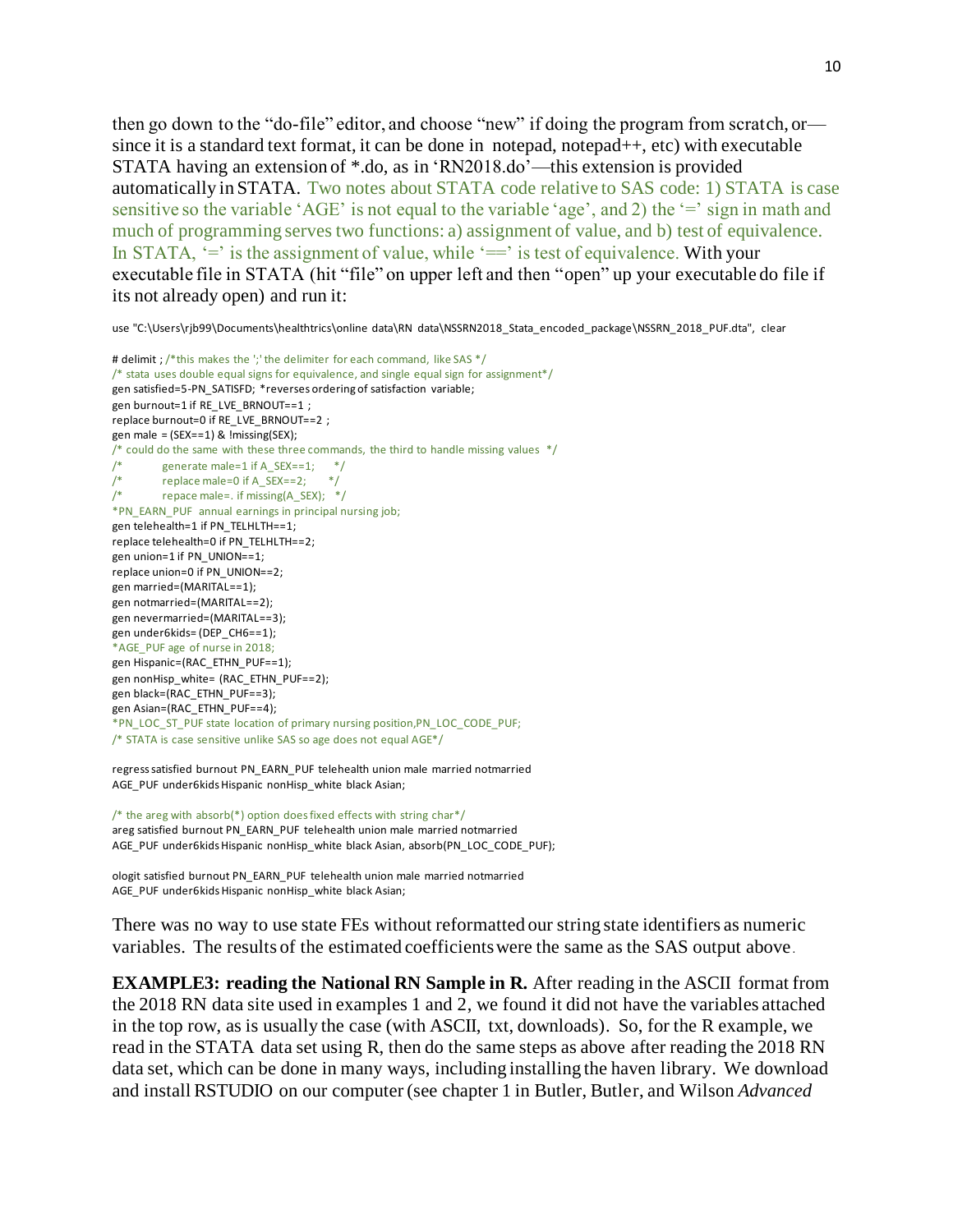then go down to the "do-file" editor, and choose "new" if doing the program from scratch, or—since it is a standard text format, it can be done in notepad, notepad++, etc) with executable STATA having an extension of *.do, as in 'RN2018.do'—this extension is provided automatically in STATA. Two notes about STATA code relative to SAS code: 1) STATA is case sensitive so the variable 'AGE' is not equal to the variable 'age', and 2) the '=' sign in math and much of programming serves two functions: a) assignment of value, and b) test of equivalence. In STATA, '=' is the assignment of value, while '==' is test of equivalence. With your executable file in STATA (hit "file" on upper left and then "open" up your executable do file if its not already open) and run it:

```
use "C:\Users\rjb99\Documents\healthtrics\online data\RN data\NSSRN2018_Stata_encoded_package\NSSRN_2018_PUF.dta", clear

# delimit ; /*this makes the ';' the delimiter for each command, like SAS */
/* stata uses double equal signs for equivalence, and single equal sign for assignment*/
gen satisfied=5-PN_SATISFD; *reverses ordering of satisfaction variable;
gen burnout=1 if RE_LVE_BRNOUT==1 ;
replace burnout=0 if RE_LVE_BRNOUT==2 ;
gen male = (SEX==1) & !missing(SEX);
/* could do the same with these three commands, the third to handle missing values */
/*          generate male=1 if A_SEX==1;     */
/*          replace male=0 if A_SEX==2;      */
/*          repace male=. if missing(A_SEX);  */
*PN_EARN_PUF annual earnings in principal nursing job;
gen telehealth=1 if PN_TELHLTH==1;
replace telehealth=0 if PN_TELHLTH==2;
gen union=1 if PN_UNION==1;
replace union=0 if PN_UNION==2;
gen married=(MARITAL==1);
gen notmarried=(MARITAL==2);
gen nevermarried=(MARITAL==3);
gen under6kids= (DEP_CH6==1);
*AGE_PUF age of nurse in 2018;
gen Hispanic=(RAC_ETHN_PUF==1);
gen nonHisp_white= (RAC_ETHN_PUF==2);
gen black=(RAC_ETHN_PUF==3);
gen Asian=(RAC_ETHN_PUF==4);
*PN_LOC_ST_PUF state location of primary nursing position,PN_LOC_CODE_PUF;
/* STATA is case sensitive unlike SAS so age does not equal AGE*/

regress satisfied burnout PN_EARN_PUF telehealth union male married notmarried
AGE_PUF under6kids Hispanic nonHisp_white black Asian;

/* the areg with absorb(*) option does fixed effects with string char*/
areg satisfied burnout PN_EARN_PUF telehealth union male married notmarried
AGE_PUF under6kids Hispanic nonHisp_white black Asian, absorb(PN_LOC_CODE_PUF);

ologit satisfied burnout PN_EARN_PUF telehealth union male married notmarried
AGE_PUF under6kids Hispanic nonHisp_white black Asian;
```

There was no way to use state FEs without reformatted our string state identifiers as numeric variables. The results of the estimated coefficients were the same as the SAS output above.

**EXAMPLE3: reading the National RN Sample in R.** After reading in the ASCII format from the 2018 RN data site used in examples 1 and 2, we found it did not have the variables attached in the top row, as is usually the case (with ASCII, txt, downloads). So, for the R example, we read in the STATA data set using R, then do the same steps as above after reading the 2018 RN data set, which can be done in many ways, including installing the haven library. We download and install RSTUDIO on our computer (see chapter 1 in Butler, Butler, and Wilson *Advanced*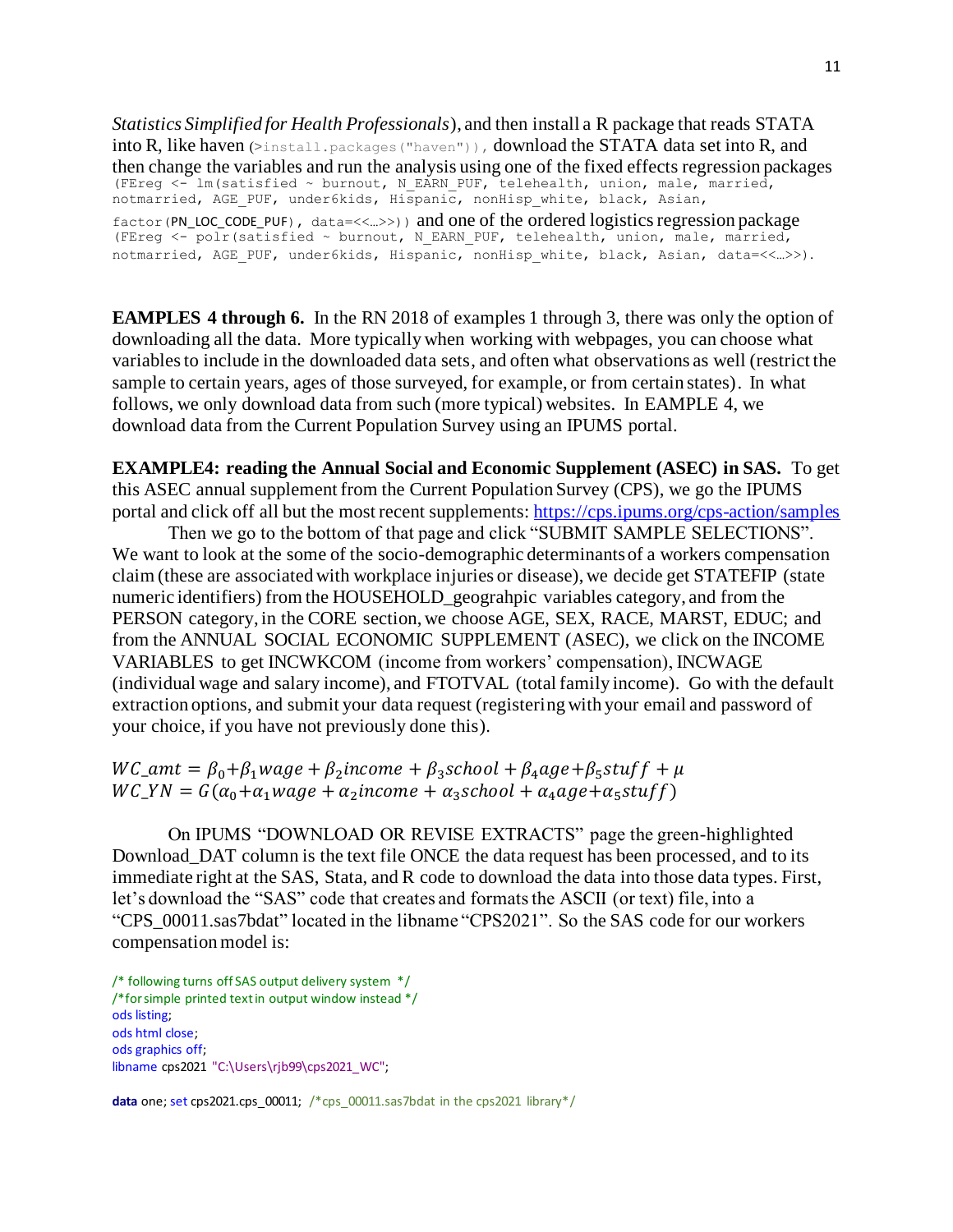*Statistics Simplified for Health Professionals*), and then install a R package that reads STATA into R, like haven (`>install.packages("haven")`), download the STATA data set into R, and then change the variables and run the analysis using one of the fixed effects regression packages (`FEreg <- lm(satisfied ~ burnout, N_EARN_PUF, telehealth, union, male, married, notmarried, AGE_PUF, under6kids, Hispanic, nonHisp_white, black, Asian, factor(PN_LOC_CODE_PUF), data=<<…>>)`) and one of the ordered logistics regression package (`FEreg <- polr(satisfied ~ burnout, N_EARN_PUF, telehealth, union, male, married, notmarried, AGE_PUF, under6kids, Hispanic, nonHisp_white, black, Asian, data=<<…>>)`).

**EAMPLES 4 through 6.** In the RN 2018 of examples 1 through 3, there was only the option of downloading all the data. More typically when working with webpages, you can choose what variables to include in the downloaded data sets, and often what observations as well (restrict the sample to certain years, ages of those surveyed, for example, or from certain states). In what follows, we only download data from such (more typical) websites. In EAMPLE 4, we download data from the Current Population Survey using an IPUMS portal.

**EXAMPLE4: reading the Annual Social and Economic Supplement (ASEC) in SAS.** To get this ASEC annual supplement from the Current Population Survey (CPS), we go the IPUMS portal and click off all but the most recent supplements: https://cps.ipums.org/cps-action/samples

Then we go to the bottom of that page and click "SUBMIT SAMPLE SELECTIONS". We want to look at the some of the socio-demographic determinants of a workers compensation claim (these are associated with workplace injuries or disease), we decide get STATEFIP (state numeric identifiers) from the HOUSEHOLD_geograhpic variables category, and from the PERSON category, in the CORE section, we choose AGE, SEX, RACE, MARST, EDUC; and from the ANNUAL SOCIAL ECONOMIC SUPPLEMENT (ASEC), we click on the INCOME VARIABLES to get INCWKCOM (income from workers' compensation), INCWAGE (individual wage and salary income), and FTOTVAL (total family income). Go with the default extraction options, and submit your data request (registering with your email and password of your choice, if you have not previously done this).

$$WC\_amt = \beta_0 + \beta_1 wage + \beta_2 income + \beta_3 school + \beta_4 age + \beta_5 stuff + \mu$$
$$WC\_YN = G(\alpha_0 + \alpha_1 wage + \alpha_2 income + \alpha_3 school + \alpha_4 age + \alpha_5 stuff)$$

On IPUMS "DOWNLOAD OR REVISE EXTRACTS" page the green-highlighted Download_DAT column is the text file ONCE the data request has been processed, and to its immediate right at the SAS, Stata, and R code to download the data into those data types. First, let's download the "SAS" code that creates and formats the ASCII (or text) file, into a "CPS_00011.sas7bdat" located in the libname "CPS2021". So the SAS code for our workers compensation model is:

```
/* following turns off SAS output delivery system */
/*for simple printed text in output window instead */
ods listing;
ods html close;
ods graphics off;
libname cps2021 "C:\Users\rjb99\cps2021_WC";

data one; set cps2021.cps_00011; /*cps_00011.sas7bdat in the cps2021 library*/
```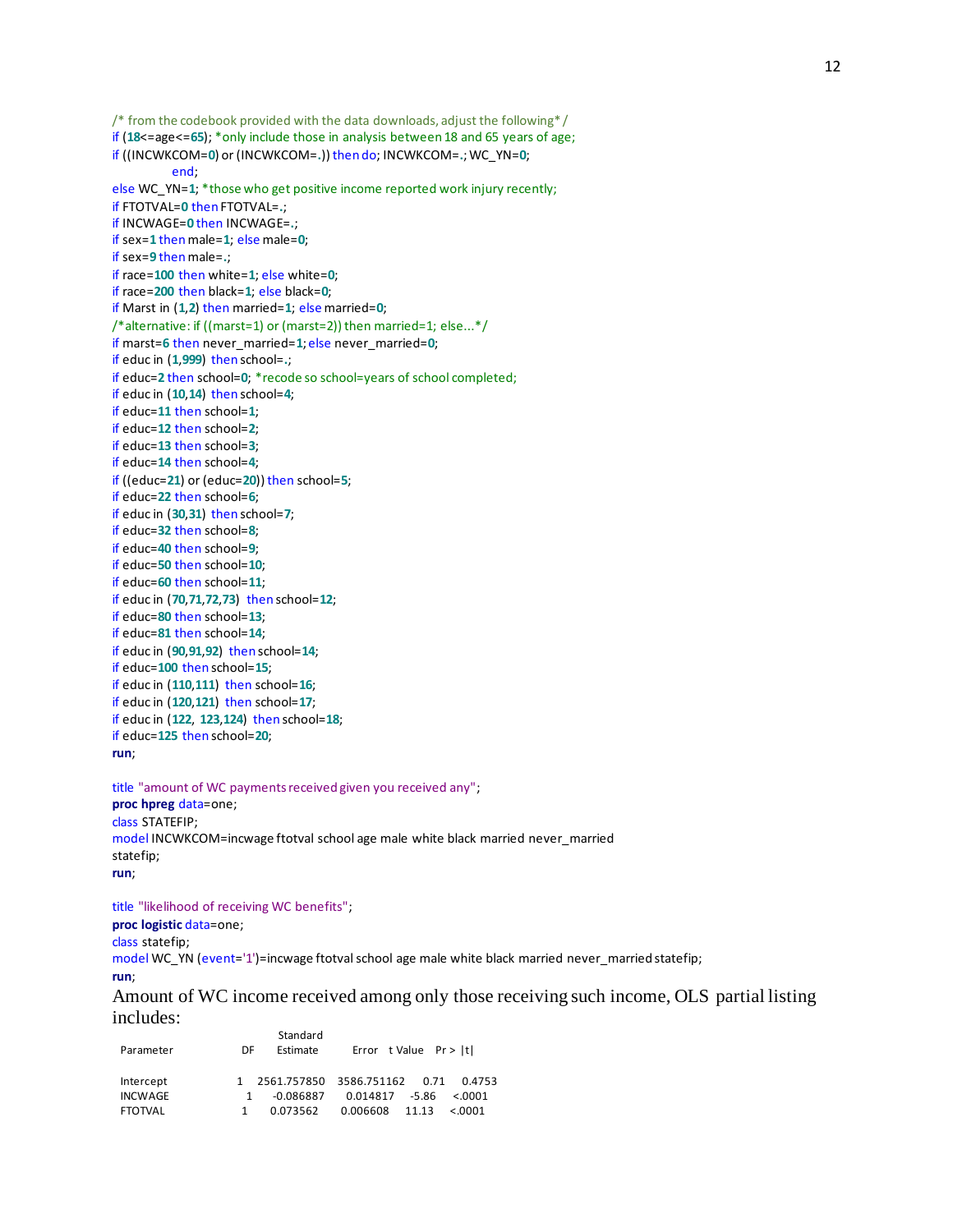```
/* from the codebook provided with the data downloads, adjust the following*/
if (18<=age<=65); *only include those in analysis between 18 and 65 years of age;
if ((INCWKCOM=0) or (INCWKCOM=.)) then do; INCWKCOM=.; WC_YN=0;
            end;
else WC_YN=1; *those who get positive income reported work injury recently;
if FTOTVAL=0 then FTOTVAL=.;
if INCWAGE=0 then INCWAGE=.;
if sex=1 then male=1; else male=0;
if sex=9 then male=.;
if race=100 then white=1; else white=0;
if race=200 then black=1; else black=0;
if Marst in (1,2) then married=1; else married=0;
/*alternative: if ((marst=1) or (marst=2)) then married=1; else...*/
if marst=6 then never_married=1; else never_married=0;
if educ in (1,999) then school=.;
if educ=2 then school=0; *recode so school=years of school completed;
if educ in (10,14) then school=4;
if educ=11 then school=1;
if educ=12 then school=2;
if educ=13 then school=3;
if educ=14 then school=4;
if ((educ=21) or (educ=20)) then school=5;
if educ=22 then school=6;
if educ in (30,31) then school=7;
if educ=32 then school=8;
if educ=40 then school=9;
if educ=50 then school=10;
if educ=60 then school=11;
if educ in (70,71,72,73) then school=12;
if educ=80 then school=13;
if educ=81 then school=14;
if educ in (90,91,92) then school=14;
if educ=100 then school=15;
if educ in (110,111) then school=16;
if educ in (120,121) then school=17;
if educ in (122, 123,124) then school=18;
if educ=125 then school=20;
run;

title "amount of WC payments received given you received any";
proc hpreg data=one;
class STATEFIP;
model INCWKCOM=incwage ftotval school age male white black married never_married
statefip;
run;

title "likelihood of receiving WC benefits";
proc logistic data=one;
class statefip;
model WC_YN (event='1')=incwage ftotval school age male white black married never_married statefip;
run;
```

Amount of WC income received among only those receiving such income, OLS partial listing includes:

| Parameter | DF | Estimate | Standard Error | t Value | Pr > \|t\| |
|---|---|---|---|---|---|
| Intercept | 1 | 2561.757850 | 3586.751162 | 0.71 | 0.4753 |
| INCWAGE | 1 | -0.086887 | 0.014817 | -5.86 | <.0001 |
| FTOTVAL | 1 | 0.073562 | 0.006608 | 11.13 | <.0001 |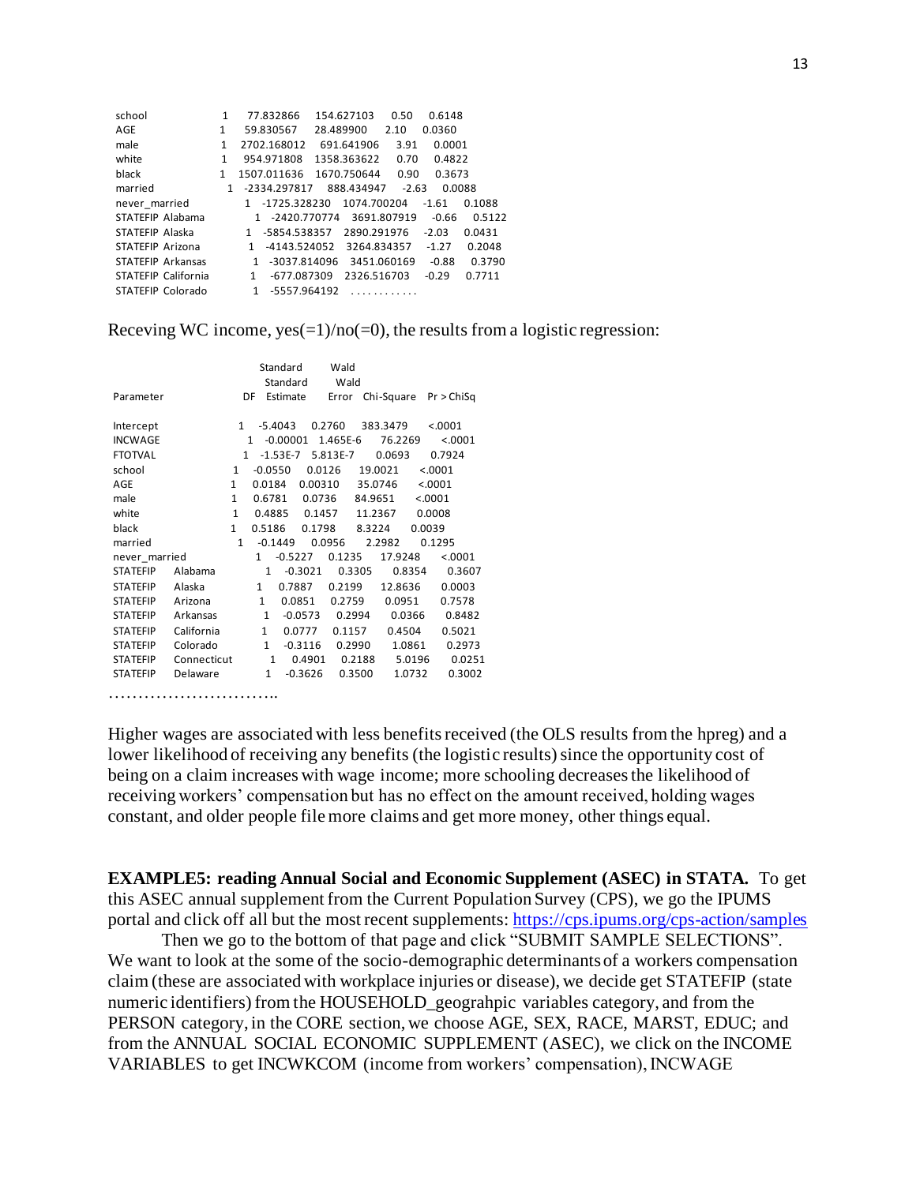| | | | | | |
|---|---|---|---|---|---|
| school | | 1 | 77.832866 | 154.627103 | 0.50 | 0.6148 |
| AGE | | 1 | 59.830567 | 28.489900 | 2.10 | 0.0360 |
| male | | 1 | 2702.168012 | 691.641906 | 3.91 | 0.0001 |
| white | | 1 | 954.971808 | 1358.363622 | 0.70 | 0.4822 |
| black | | 1 | 1507.011636 | 1670.750644 | 0.90 | 0.3673 |
| married | | 1 | -2334.297817 | 888.434947 | -2.63 | 0.0088 |
| never_married | | 1 | -1725.328230 | 1074.700204 | -1.61 | 0.1088 |
| STATEFIP | Alabama | 1 | -2420.770774 | 3691.807919 | -0.66 | 0.5122 |
| STATEFIP | Alaska | 1 | -5854.538357 | 2890.291976 | -2.03 | 0.0431 |
| STATEFIP | Arizona | 1 | -4143.524052 | 3264.834357 | -1.27 | 0.2048 |
| STATEFIP | Arkansas | 1 | -3037.814096 | 3451.060169 | -0.88 | 0.3790 |
| STATEFIP | California | 1 | -677.087309 | 2326.516703 | -0.29 | 0.7711 |
| STATEFIP | Colorado | 1 | -5557.964192 | ........... | | |

Receving WC income, yes(=1)/no(=0), the results from a logistic regression:

| Parameter | | DF | Estimate | Standard Error | Wald Chi-Square | Pr > ChiSq |
|---|---|---|---|---|---|---|
| Intercept | | 1 | -5.4043 | 0.2760 | 383.3479 | <.0001 |
| INCWAGE | | 1 | -0.00001 | 1.465E-6 | 76.2269 | <.0001 |
| FTOTVAL | | 1 | -1.53E-7 | 5.813E-7 | 0.0693 | 0.7924 |
| school | | 1 | -0.0550 | 0.0126 | 19.0021 | <.0001 |
| AGE | | 1 | 0.0184 | 0.00310 | 35.0746 | <.0001 |
| male | | 1 | 0.6781 | 0.0736 | 84.9651 | <.0001 |
| white | | 1 | 0.4885 | 0.1457 | 11.2367 | 0.0008 |
| black | | 1 | 0.5186 | 0.1798 | 8.3224 | 0.0039 |
| married | | 1 | -0.1449 | 0.0956 | 2.2982 | 0.1295 |
| never_married | | 1 | -0.5227 | 0.1235 | 17.9248 | <.0001 |
| STATEFIP | Alabama | 1 | -0.3021 | 0.3305 | 0.8354 | 0.3607 |
| STATEFIP | Alaska | 1 | 0.7887 | 0.2199 | 12.8636 | 0.0003 |
| STATEFIP | Arizona | 1 | 0.0851 | 0.2759 | 0.0951 | 0.7578 |
| STATEFIP | Arkansas | 1 | -0.0573 | 0.2994 | 0.0366 | 0.8482 |
| STATEFIP | California | 1 | 0.0777 | 0.1157 | 0.4504 | 0.5021 |
| STATEFIP | Colorado | 1 | -0.3116 | 0.2990 | 1.0861 | 0.2973 |
| STATEFIP | Connecticut | 1 | 0.4901 | 0.2188 | 5.0196 | 0.0251 |
| STATEFIP | Delaware | 1 | -0.3626 | 0.3500 | 1.0732 | 0.3002 |

…………………………..

Higher wages are associated with less benefits received (the OLS results from the hpreg) and a lower likelihood of receiving any benefits (the logistic results) since the opportunity cost of being on a claim increases with wage income; more schooling decreases the likelihood of receiving workers' compensation but has no effect on the amount received, holding wages constant, and older people file more claims and get more money, other things equal.

**EXAMPLE5: reading Annual Social and Economic Supplement (ASEC) in STATA.** To get this ASEC annual supplement from the Current Population Survey (CPS), we go the IPUMS portal and click off all but the most recent supplements: https://cps.ipums.org/cps-action/samples

Then we go to the bottom of that page and click "SUBMIT SAMPLE SELECTIONS". We want to look at the some of the socio-demographic determinants of a workers compensation claim (these are associated with workplace injuries or disease), we decide get STATEFIP (state numeric identifiers) from the HOUSEHOLD_geograhpic variables category, and from the PERSON category, in the CORE section, we choose AGE, SEX, RACE, MARST, EDUC; and from the ANNUAL SOCIAL ECONOMIC SUPPLEMENT (ASEC), we click on the INCOME VARIABLES to get INCWKCOM (income from workers' compensation), INCWAGE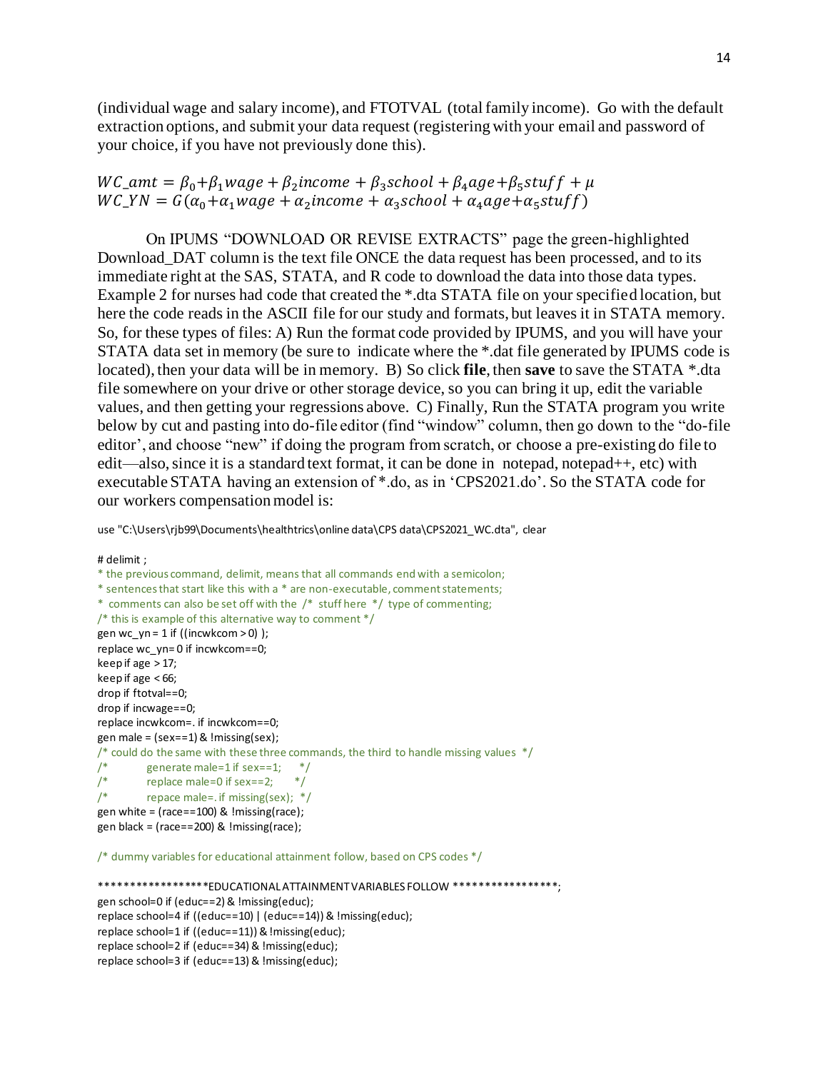(individual wage and salary income), and FTOTVAL (total family income). Go with the default extraction options, and submit your data request (registering with your email and password of your choice, if you have not previously done this).

$$WC\_amt = \beta_0 + \beta_1 wage + \beta_2 income + \beta_3 school + \beta_4 age + \beta_5 stuff + \mu$$
$$WC\_YN = G(\alpha_0 + \alpha_1 wage + \alpha_2 income + \alpha_3 school + \alpha_4 age + \alpha_5 stuff)$$

On IPUMS "DOWNLOAD OR REVISE EXTRACTS" page the green-highlighted Download_DAT column is the text file ONCE the data request has been processed, and to its immediate right at the SAS, STATA, and R code to download the data into those data types. Example 2 for nurses had code that created the *.dta STATA file on your specified location, but here the code reads in the ASCII file for our study and formats, but leaves it in STATA memory. So, for these types of files: A) Run the format code provided by IPUMS, and you will have your STATA data set in memory (be sure to indicate where the *.dat file generated by IPUMS code is located), then your data will be in memory. B) So click **file**, then **save** to save the STATA *.dta file somewhere on your drive or other storage device, so you can bring it up, edit the variable values, and then getting your regressions above. C) Finally, Run the STATA program you write below by cut and pasting into do-file editor (find "window" column, then go down to the "do-file editor', and choose "new" if doing the program from scratch, or choose a pre-existing do file to edit—also, since it is a standard text format, it can be done in notepad, notepad++, etc) with executable STATA having an extension of *.do, as in 'CPS2021.do'. So the STATA code for our workers compensation model is:

```
use "C:\Users\rjb99\Documents\healthtrics\online data\CPS data\CPS2021_WC.dta", clear

# delimit ;
* the previous command, delimit, means that all commands end with a semicolon;
* sentences that start like this with a * are non-executable, comment statements;
* comments can also be set off with the /* stuff here */ type of commenting;
/* this is example of this alternative way to comment */
gen wc_yn = 1 if ((incwkcom > 0) );
replace wc_yn= 0 if incwkcom==0;
keep if age > 17;
keep if age < 66;
drop if ftotval==0;
drop if incwage==0;
replace incwkcom=. if incwkcom==0;
gen male = (sex==1) & !missing(sex);
/* could do the same with these three commands, the third to handle missing values */
/*          generate male=1 if sex==1;      */
/*          replace male=0 if sex==2;       */
/*          repace male=. if missing(sex);  */
gen white = (race==100) & !missing(race);
gen black = (race==200) & !missing(race);

/* dummy variables for educational attainment follow, based on CPS codes */

******************EDUCATIONAL ATTAINMENT VARIABLES FOLLOW *****************;
gen school=0 if (educ==2) & !missing(educ);
replace school=4 if ((educ==10) | (educ==14)) & !missing(educ);
replace school=1 if ((educ==11)) & !missing(educ);
replace school=2 if (educ==34) & !missing(educ);
replace school=3 if (educ==13) & !missing(educ);
```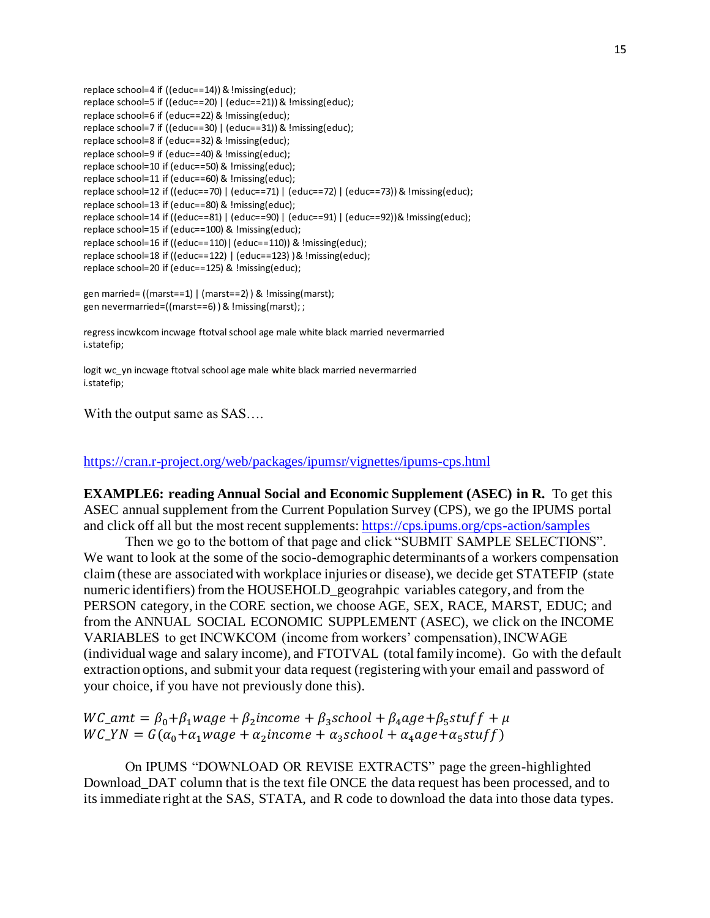```
replace school=4 if ((educ==14)) & !missing(educ);
replace school=5 if ((educ==20) | (educ==21)) & !missing(educ);
replace school=6 if (educ==22) & !missing(educ);
replace school=7 if ((educ==30) | (educ==31)) & !missing(educ);
replace school=8 if (educ==32) & !missing(educ);
replace school=9 if (educ==40) & !missing(educ);
replace school=10 if (educ==50) & !missing(educ);
replace school=11 if (educ==60) & !missing(educ);
replace school=12 if ((educ==70) | (educ==71) | (educ==72) | (educ==73)) & !missing(educ);
replace school=13 if (educ==80) & !missing(educ);
replace school=14 if ((educ==81) | (educ==90) | (educ==91) | (educ==92))& !missing(educ);
replace school=15 if (educ==100) & !missing(educ);
replace school=16 if ((educ==110)| (educ==110)) & !missing(educ);
replace school=18 if ((educ==122) | (educ==123) )& !missing(educ);
replace school=20 if (educ==125) & !missing(educ);

gen married= ((marst==1) | (marst==2) ) & !missing(marst);
gen nevermarried=((marst==6) ) & !missing(marst); ;

regress incwkcom incwage ftotval school age male white black married nevermarried
i.statefip;

logit wc_yn incwage ftotval school age male white black married nevermarried
i.statefip;
```

With the output same as SAS….

https://cran.r-project.org/web/packages/ipumsr/vignettes/ipums-cps.html

**EXAMPLE6: reading Annual Social and Economic Supplement (ASEC) in R.** To get this ASEC annual supplement from the Current Population Survey (CPS), we go the IPUMS portal and click off all but the most recent supplements: https://cps.ipums.org/cps-action/samples

Then we go to the bottom of that page and click "SUBMIT SAMPLE SELECTIONS". We want to look at the some of the socio-demographic determinants of a workers compensation claim (these are associated with workplace injuries or disease), we decide get STATEFIP (state numeric identifiers) from the HOUSEHOLD_geograhpic variables category, and from the PERSON category, in the CORE section, we choose AGE, SEX, RACE, MARST, EDUC; and from the ANNUAL SOCIAL ECONOMIC SUPPLEMENT (ASEC), we click on the INCOME VARIABLES to get INCWKCOM (income from workers' compensation), INCWAGE (individual wage and salary income), and FTOTVAL (total family income). Go with the default extraction options, and submit your data request (registering with your email and password of your choice, if you have not previously done this).

$$WC\_amt = \beta_0 + \beta_1 wage + \beta_2 income + \beta_3 school + \beta_4 age + \beta_5 stuff + \mu$$
$$WC\_YN = G(\alpha_0 + \alpha_1 wage + \alpha_2 income + \alpha_3 school + \alpha_4 age + \alpha_5 stuff)$$

On IPUMS "DOWNLOAD OR REVISE EXTRACTS" page the green-highlighted Download_DAT column that is the text file ONCE the data request has been processed, and to its immediate right at the SAS, STATA, and R code to download the data into those data types.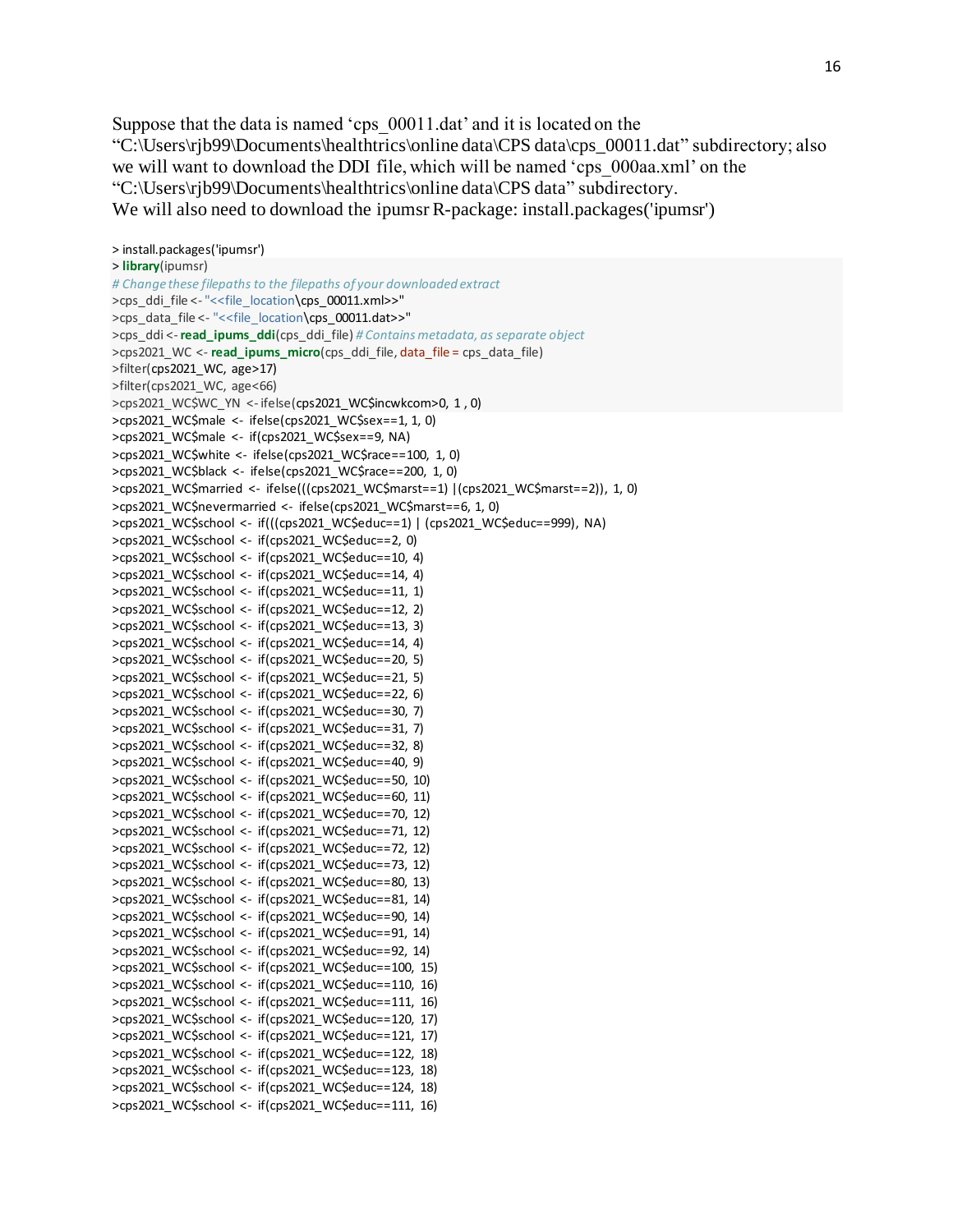Suppose that the data is named 'cps_00011.dat' and it is located on the "C:\Users\rjb99\Documents\healthtrics\online data\CPS data\cps_00011.dat" subdirectory; also we will want to download the DDI file, which will be named 'cps_000aa.xml' on the "C:\Users\rjb99\Documents\healthtrics\online data\CPS data" subdirectory.
We will also need to download the ipumsr R-package: install.packages('ipumsr')

```
> install.packages('ipumsr')
> library(ipumsr)
# Change these filepaths to the filepaths of your downloaded extract
>cps_ddi_file <- "<<file_location\cps_00011.xml>>"
>cps_data_file <- "<<file_location\cps_00011.dat>>"
>cps_ddi <- read_ipums_ddi(cps_ddi_file) # Contains metadata, as separate object
>cps2021_WC <- read_ipums_micro(cps_ddi_file, data_file = cps_data_file)
>filter(cps2021_WC, age>17)
>filter(cps2021_WC, age<66)
>cps2021_WC$WC_YN <- ifelse(cps2021_WC$incwkcom>0, 1 , 0)
>cps2021_WC$male <- ifelse(cps2021_WC$sex==1, 1, 0)
>cps2021_WC$male <- if(cps2021_WC$sex==9, NA)
>cps2021_WC$white <- ifelse(cps2021_WC$race==100, 1, 0)
>cps2021_WC$black <- ifelse(cps2021_WC$race==200, 1, 0)
>cps2021_WC$married <- ifelse(((cps2021_WC$marst==1) |(cps2021_WC$marst==2)), 1, 0)
>cps2021_WC$nevermarried <- ifelse(cps2021_WC$marst==6, 1, 0)
>cps2021_WC$school <- if(((cps2021_WC$educ==1) | (cps2021_WC$educ==999), NA)
>cps2021_WC$school <- if(cps2021_WC$educ==2, 0)
>cps2021_WC$school <- if(cps2021_WC$educ==10, 4)
>cps2021_WC$school <- if(cps2021_WC$educ==14, 4)
>cps2021_WC$school <- if(cps2021_WC$educ==11, 1)
>cps2021_WC$school <- if(cps2021_WC$educ==12, 2)
>cps2021_WC$school <- if(cps2021_WC$educ==13, 3)
>cps2021_WC$school <- if(cps2021_WC$educ==14, 4)
>cps2021_WC$school <- if(cps2021_WC$educ==20, 5)
>cps2021_WC$school <- if(cps2021_WC$educ==21, 5)
>cps2021_WC$school <- if(cps2021_WC$educ==22, 6)
>cps2021_WC$school <- if(cps2021_WC$educ==30, 7)
>cps2021_WC$school <- if(cps2021_WC$educ==31, 7)
>cps2021_WC$school <- if(cps2021_WC$educ==32, 8)
>cps2021_WC$school <- if(cps2021_WC$educ==40, 9)
>cps2021_WC$school <- if(cps2021_WC$educ==50, 10)
>cps2021_WC$school <- if(cps2021_WC$educ==60, 11)
>cps2021_WC$school <- if(cps2021_WC$educ==70, 12)
>cps2021_WC$school <- if(cps2021_WC$educ==71, 12)
>cps2021_WC$school <- if(cps2021_WC$educ==72, 12)
>cps2021_WC$school <- if(cps2021_WC$educ==73, 12)
>cps2021_WC$school <- if(cps2021_WC$educ==80, 13)
>cps2021_WC$school <- if(cps2021_WC$educ==81, 14)
>cps2021_WC$school <- if(cps2021_WC$educ==90, 14)
>cps2021_WC$school <- if(cps2021_WC$educ==91, 14)
>cps2021_WC$school <- if(cps2021_WC$educ==92, 14)
>cps2021_WC$school <- if(cps2021_WC$educ==100, 15)
>cps2021_WC$school <- if(cps2021_WC$educ==110, 16)
>cps2021_WC$school <- if(cps2021_WC$educ==111, 16)
>cps2021_WC$school <- if(cps2021_WC$educ==120, 17)
>cps2021_WC$school <- if(cps2021_WC$educ==121, 17)
>cps2021_WC$school <- if(cps2021_WC$educ==122, 18)
>cps2021_WC$school <- if(cps2021_WC$educ==123, 18)
>cps2021_WC$school <- if(cps2021_WC$educ==124, 18)
>cps2021_WC$school <- if(cps2021_WC$educ==111, 16)
```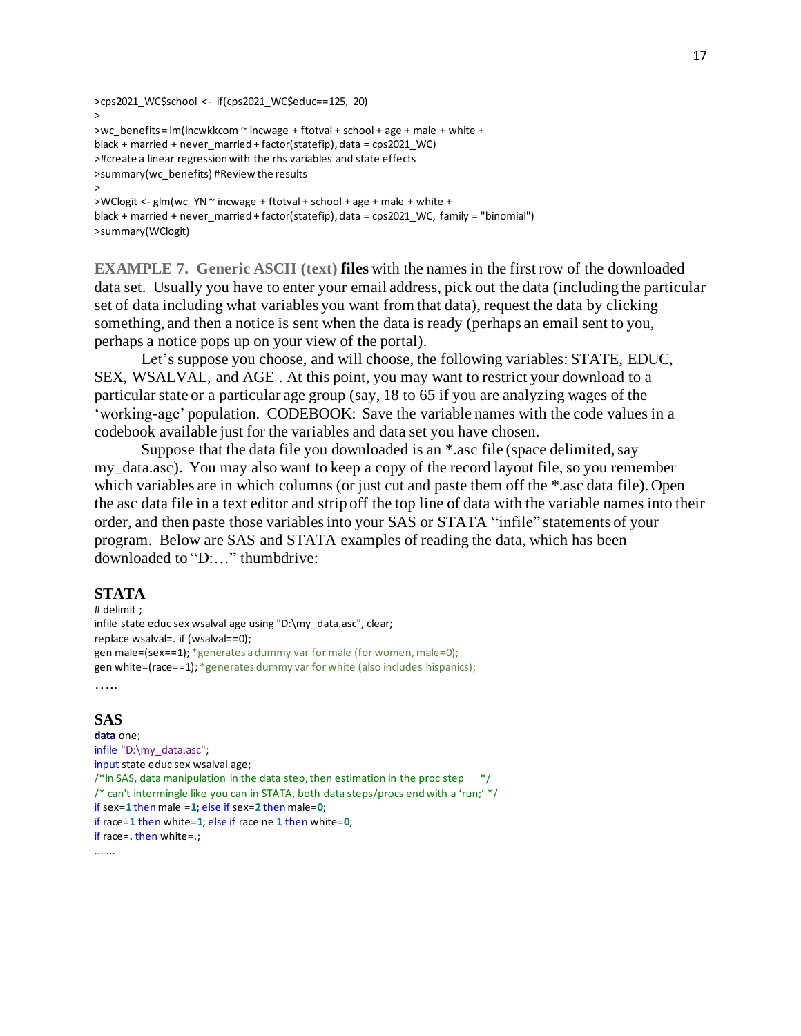```
>cps2021_WC$school <- if(cps2021_WC$educ==125, 20)
>
>wc_benefits = lm(incwkkcom ~ incwage + ftotval + school + age + male + white +
black + married + never_married + factor(statefip), data = cps2021_WC)
>#create a linear regression with the rhs variables and state effects
>summary(wc_benefits) #Review the results
>
>WClogit <- glm(wc_YN ~ incwage + ftotval + school + age + male + white +
black + married + never_married + factor(statefip), data = cps2021_WC, family = "binomial")
>summary(WClogit)
```

**EXAMPLE 7. Generic ASCII (text) files** with the names in the first row of the downloaded data set. Usually you have to enter your email address, pick out the data (including the particular set of data including what variables you want from that data), request the data by clicking something, and then a notice is sent when the data is ready (perhaps an email sent to you, perhaps a notice pops up on your view of the portal).

Let's suppose you choose, and will choose, the following variables: STATE, EDUC, SEX, WSALVAL, and AGE . At this point, you may want to restrict your download to a particular state or a particular age group (say, 18 to 65 if you are analyzing wages of the 'working-age' population. CODEBOOK: Save the variable names with the code values in a codebook available just for the variables and data set you have chosen.

Suppose that the data file you downloaded is an *.asc file (space delimited, say my_data.asc). You may also want to keep a copy of the record layout file, so you remember which variables are in which columns (or just cut and paste them off the *.asc data file). Open the asc data file in a text editor and strip off the top line of data with the variable names into their order, and then paste those variables into your SAS or STATA "infile" statements of your program. Below are SAS and STATA examples of reading the data, which has been downloaded to "D:…" thumbdrive:

### STATA

```
# delimit ;
infile state educ sex wsalval age using "D:\my_data.asc", clear;
replace wsalval=. if (wsalval==0);
gen male=(sex==1); *generates a dummy var for male (for women, male=0);
gen white=(race==1); *generates dummy var for white (also includes hispanics);
…..
```

### SAS

```
data one;
infile "D:\my_data.asc";
input state educ sex wsalval age;
/*in SAS, data manipulation in the data step, then estimation in the proc step   */
/* can't intermingle like you can in STATA, both data steps/procs end with a 'run;' */
if sex=1 then male =1; else if sex=2 then male=0;
if race=1 then white=1; else if race ne 1 then white=0;
if race=. then white=.;
… …
```